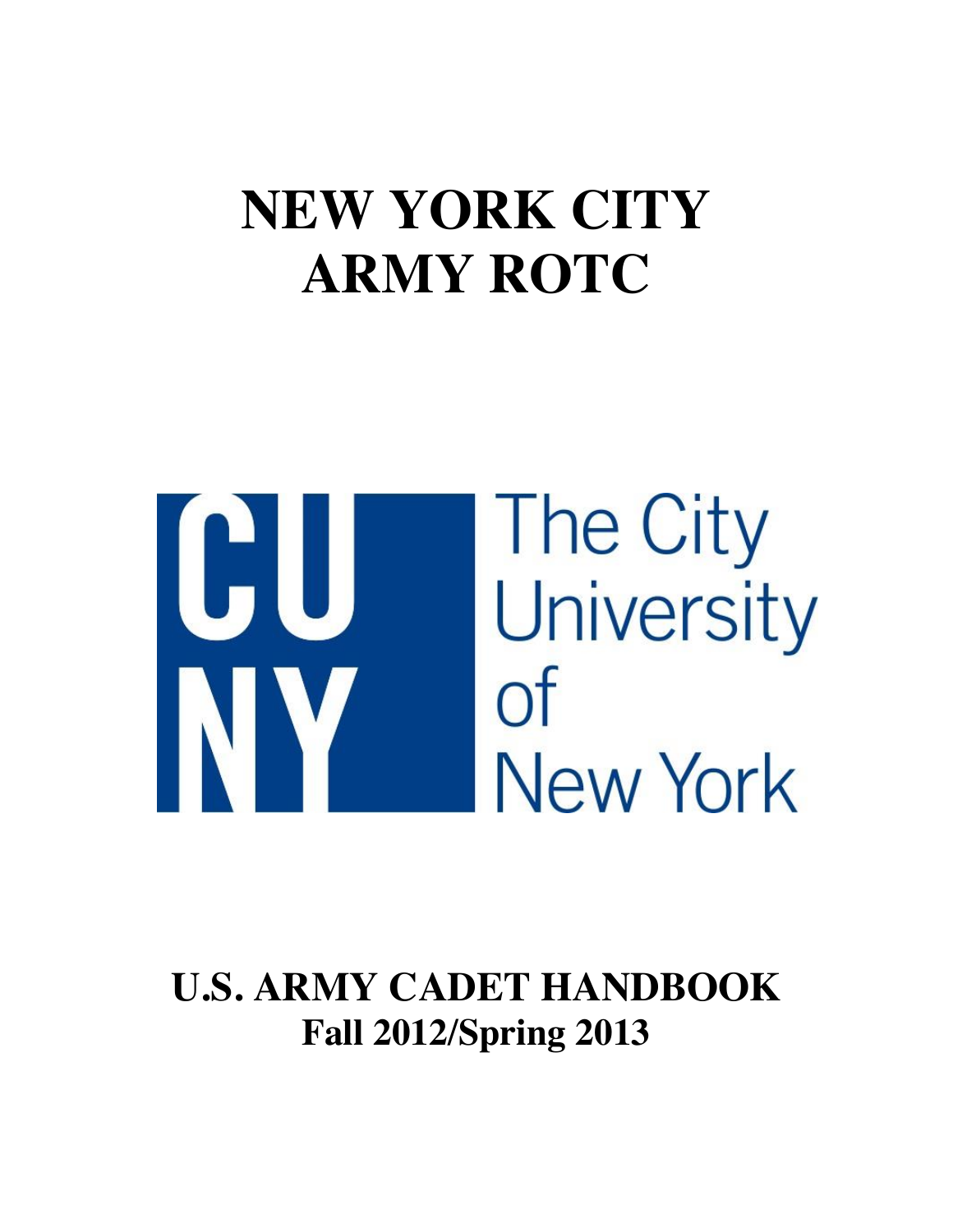# NEW YORK CITY ARMY ROTC

CUNY The City University of New York

## U.S. ARMY CADET HANDBOOK

### Fall 2012/Spring 2013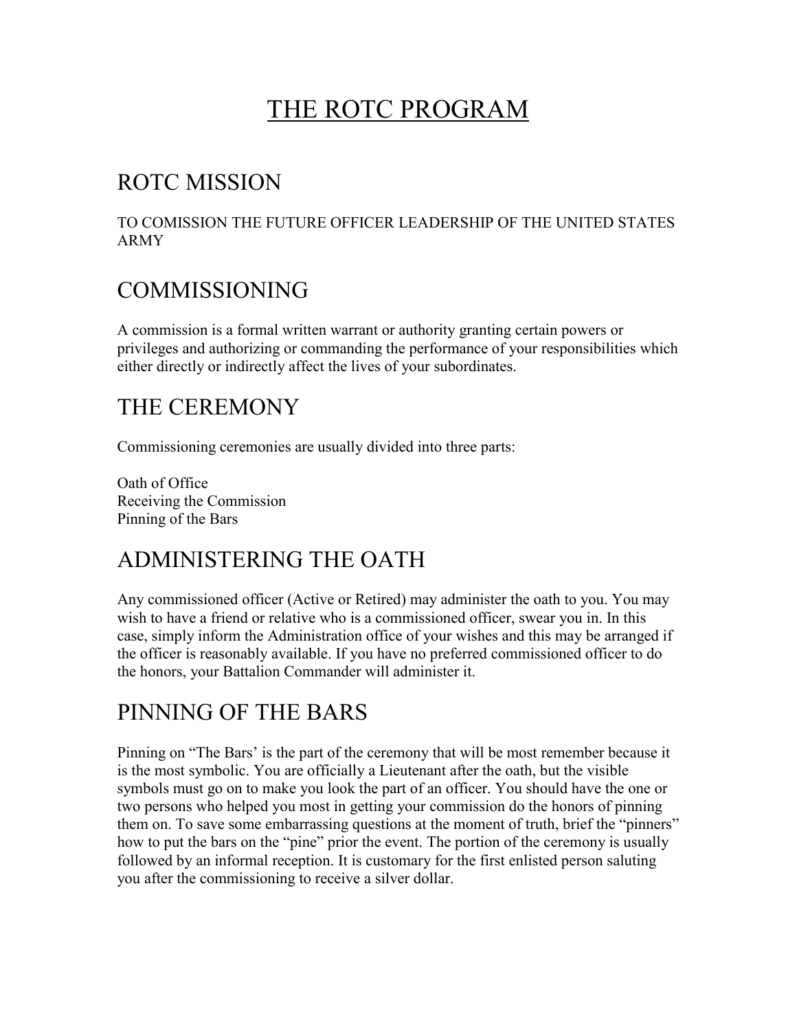# THE ROTC PROGRAM

## ROTC MISSION

TO COMISSION THE FUTURE OFFICER LEADERSHIP OF THE UNITED STATES ARMY

## COMMISSIONING

A commission is a formal written warrant or authority granting certain powers or privileges and authorizing or commanding the performance of your responsibilities which either directly or indirectly affect the lives of your subordinates.

## THE CEREMONY

Commissioning ceremonies are usually divided into three parts:

Oath of Office
Receiving the Commission
Pinning of the Bars

## ADMINISTERING THE OATH

Any commissioned officer (Active or Retired) may administer the oath to you. You may wish to have a friend or relative who is a commissioned officer, swear you in. In this case, simply inform the Administration office of your wishes and this may be arranged if the officer is reasonably available. If you have no preferred commissioned officer to do the honors, your Battalion Commander will administer it.

## PINNING OF THE BARS

Pinning on "The Bars' is the part of the ceremony that will be most remember because it is the most symbolic. You are officially a Lieutenant after the oath, but the visible symbols must go on to make you look the part of an officer. You should have the one or two persons who helped you most in getting your commission do the honors of pinning them on. To save some embarrassing questions at the moment of truth, brief the "pinners" how to put the bars on the "pine" prior the event. The portion of the ceremony is usually followed by an informal reception. It is customary for the first enlisted person saluting you after the commissioning to receive a silver dollar.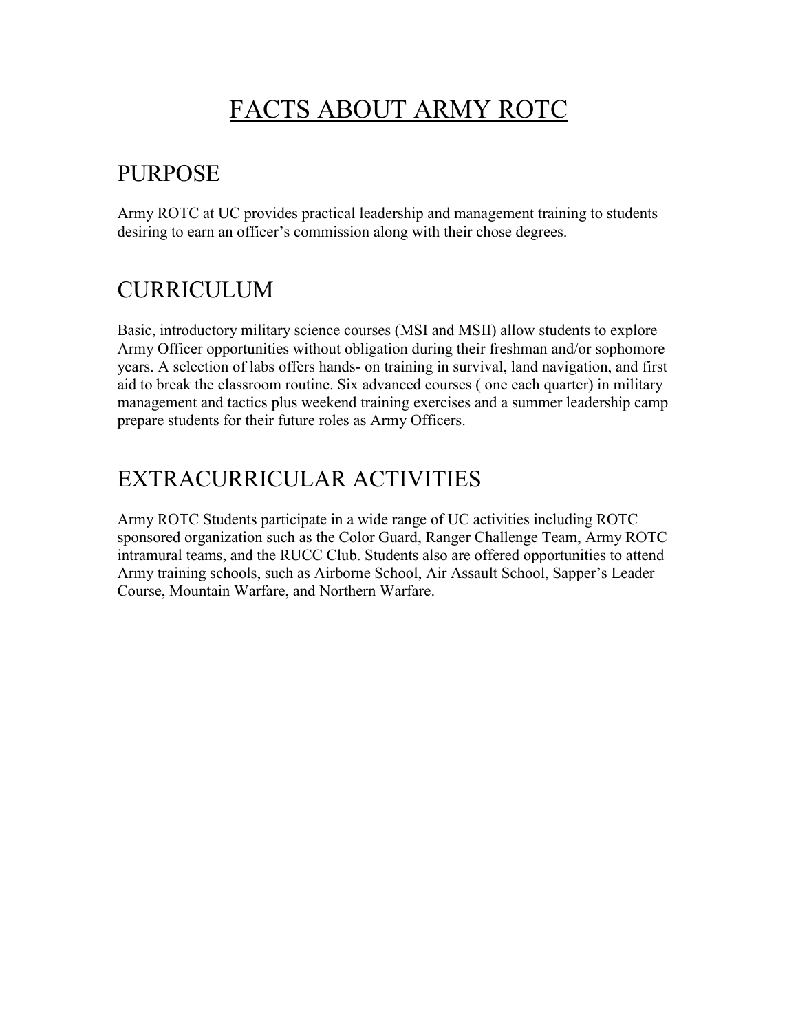# FACTS ABOUT ARMY ROTC

## PURPOSE

Army ROTC at UC provides practical leadership and management training to students desiring to earn an officer's commission along with their chose degrees.

## CURRICULUM

Basic, introductory military science courses (MSI and MSII) allow students to explore Army Officer opportunities without obligation during their freshman and/or sophomore years. A selection of labs offers hands- on training in survival, land navigation, and first aid to break the classroom routine. Six advanced courses ( one each quarter) in military management and tactics plus weekend training exercises and a summer leadership camp prepare students for their future roles as Army Officers.

## EXTRACURRICULAR ACTIVITIES

Army ROTC Students participate in a wide range of UC activities including ROTC sponsored organization such as the Color Guard, Ranger Challenge Team, Army ROTC intramural teams, and the RUCC Club. Students also are offered opportunities to attend Army training schools, such as Airborne School, Air Assault School, Sapper's Leader Course, Mountain Warfare, and Northern Warfare.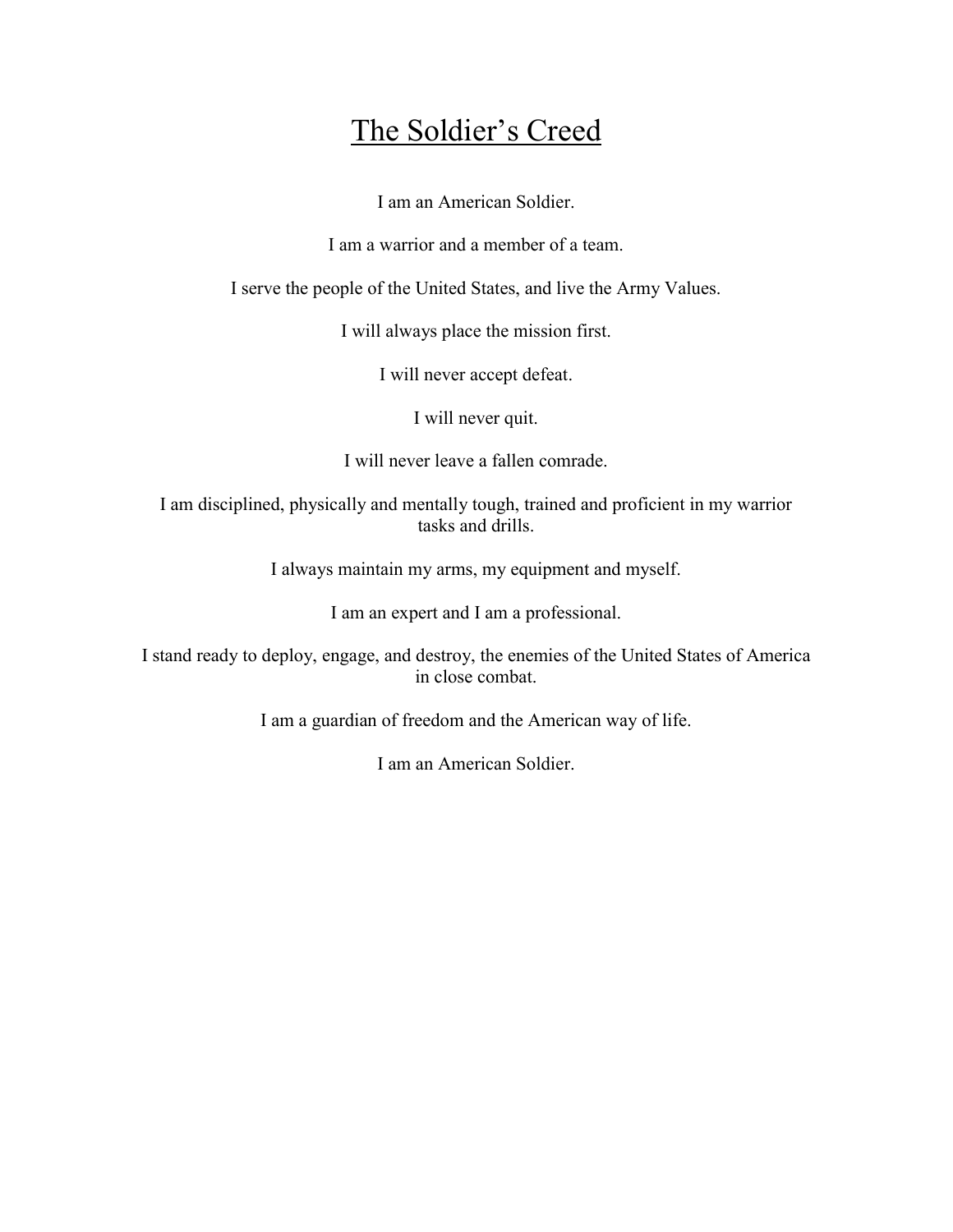# The Soldier's Creed

I am an American Soldier.

I am a warrior and a member of a team.

I serve the people of the United States, and live the Army Values.

I will always place the mission first.

I will never accept defeat.

I will never quit.

I will never leave a fallen comrade.

I am disciplined, physically and mentally tough, trained and proficient in my warrior tasks and drills.

I always maintain my arms, my equipment and myself.

I am an expert and I am a professional.

I stand ready to deploy, engage, and destroy, the enemies of the United States of America in close combat.

I am a guardian of freedom and the American way of life.

I am an American Soldier.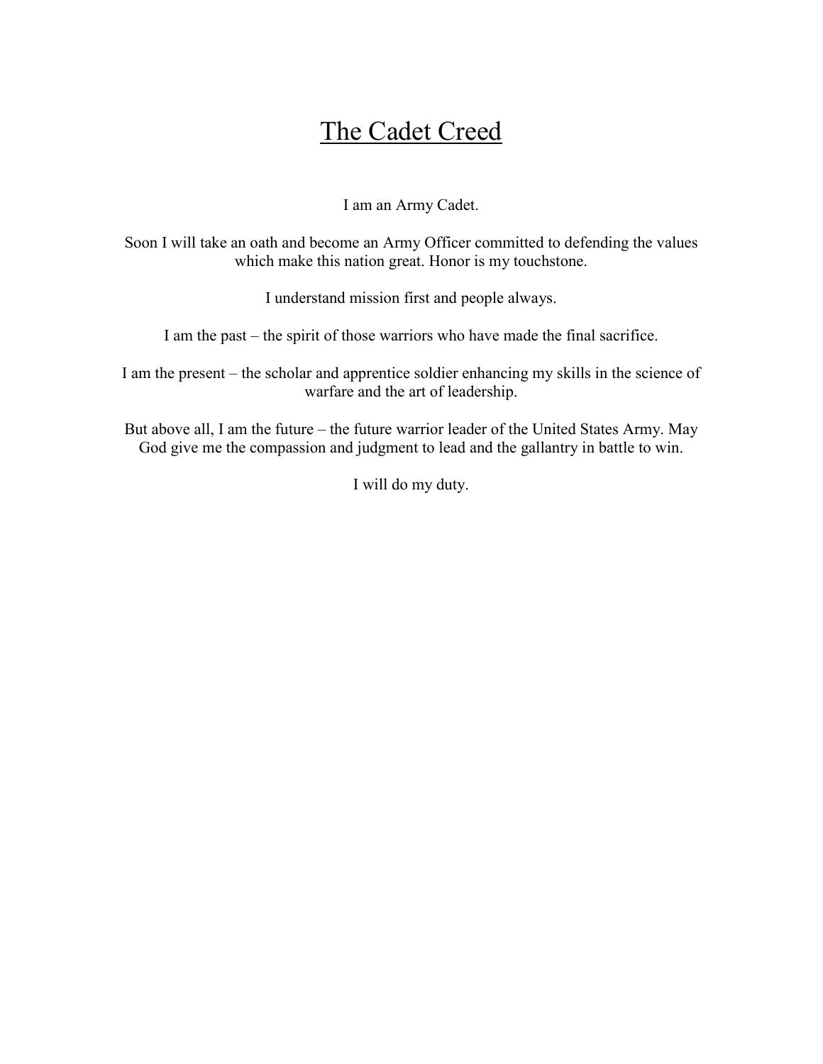# The Cadet Creed

I am an Army Cadet.

Soon I will take an oath and become an Army Officer committed to defending the values which make this nation great. Honor is my touchstone.

I understand mission first and people always.

I am the past – the spirit of those warriors who have made the final sacrifice.

I am the present – the scholar and apprentice soldier enhancing my skills in the science of warfare and the art of leadership.

But above all, I am the future – the future warrior leader of the United States Army. May God give me the compassion and judgment to lead and the gallantry in battle to win.

I will do my duty.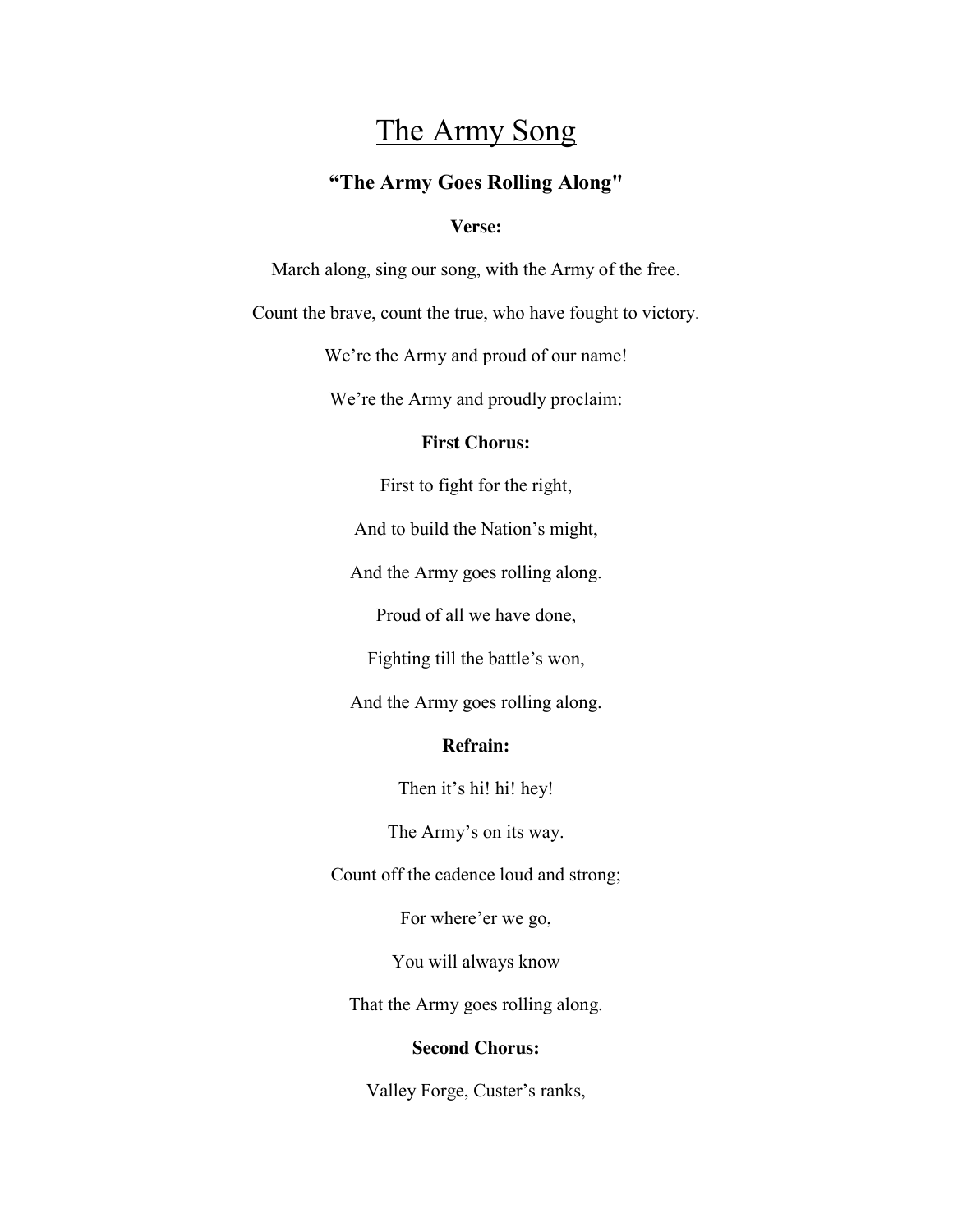# The Army Song

### "The Army Goes Rolling Along"

**Verse:**

March along, sing our song, with the Army of the free.

Count the brave, count the true, who have fought to victory.

We're the Army and proud of our name!

We're the Army and proudly proclaim:

**First Chorus:**

First to fight for the right,

And to build the Nation's might,

And the Army goes rolling along.

Proud of all we have done,

Fighting till the battle's won,

And the Army goes rolling along.

**Refrain:**

Then it's hi! hi! hey!

The Army's on its way.

Count off the cadence loud and strong;

For where'er we go,

You will always know

That the Army goes rolling along.

**Second Chorus:**

Valley Forge, Custer's ranks,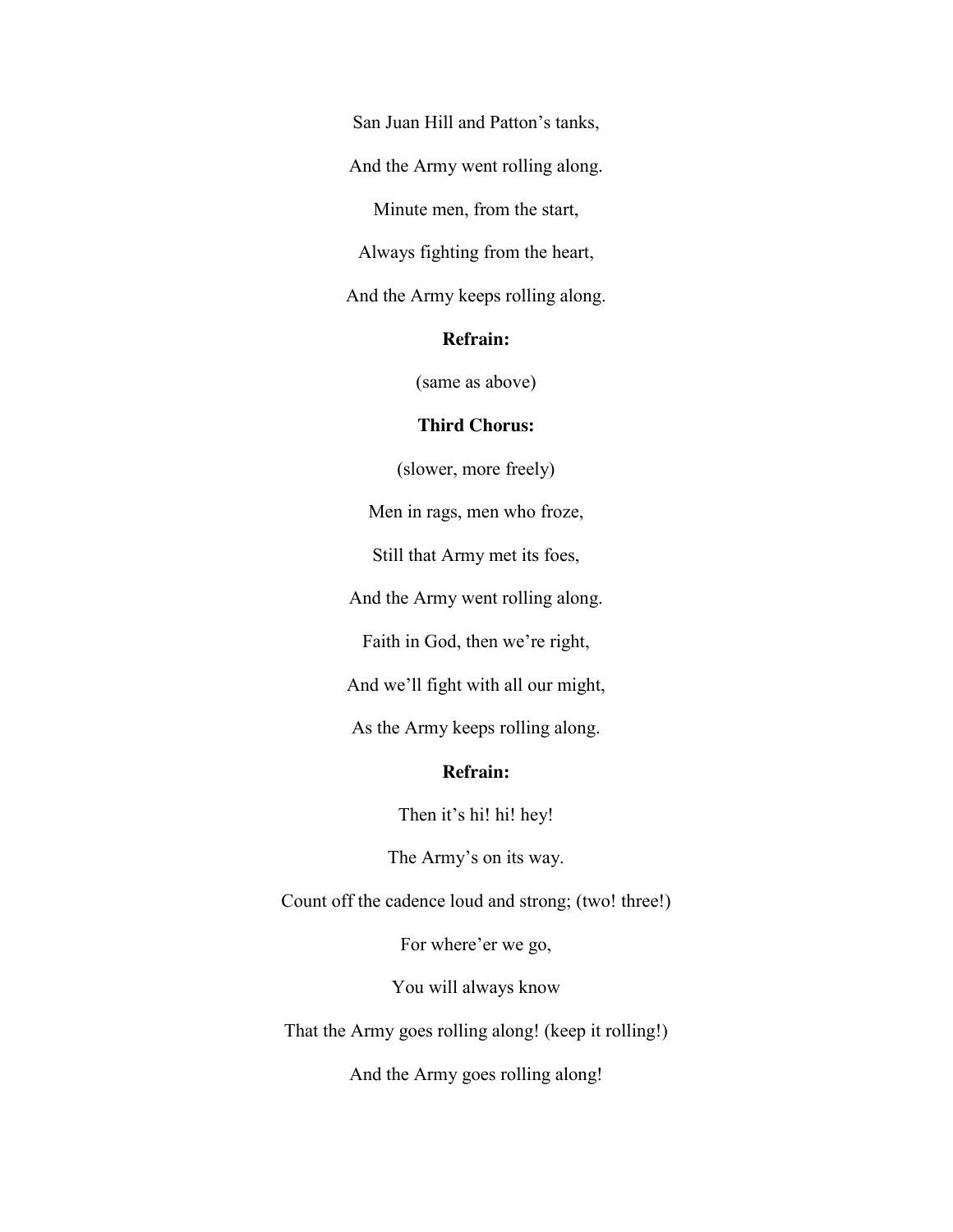San Juan Hill and Patton's tanks,

And the Army went rolling along.

Minute men, from the start,

Always fighting from the heart,

And the Army keeps rolling along.

**Refrain:**

(same as above)

**Third Chorus:**

(slower, more freely)

Men in rags, men who froze,

Still that Army met its foes,

And the Army went rolling along.

Faith in God, then we're right,

And we'll fight with all our might,

As the Army keeps rolling along.

**Refrain:**

Then it's hi! hi! hey!

The Army's on its way.

Count off the cadence loud and strong; (two! three!)

For where'er we go,

You will always know

That the Army goes rolling along! (keep it rolling!)

And the Army goes rolling along!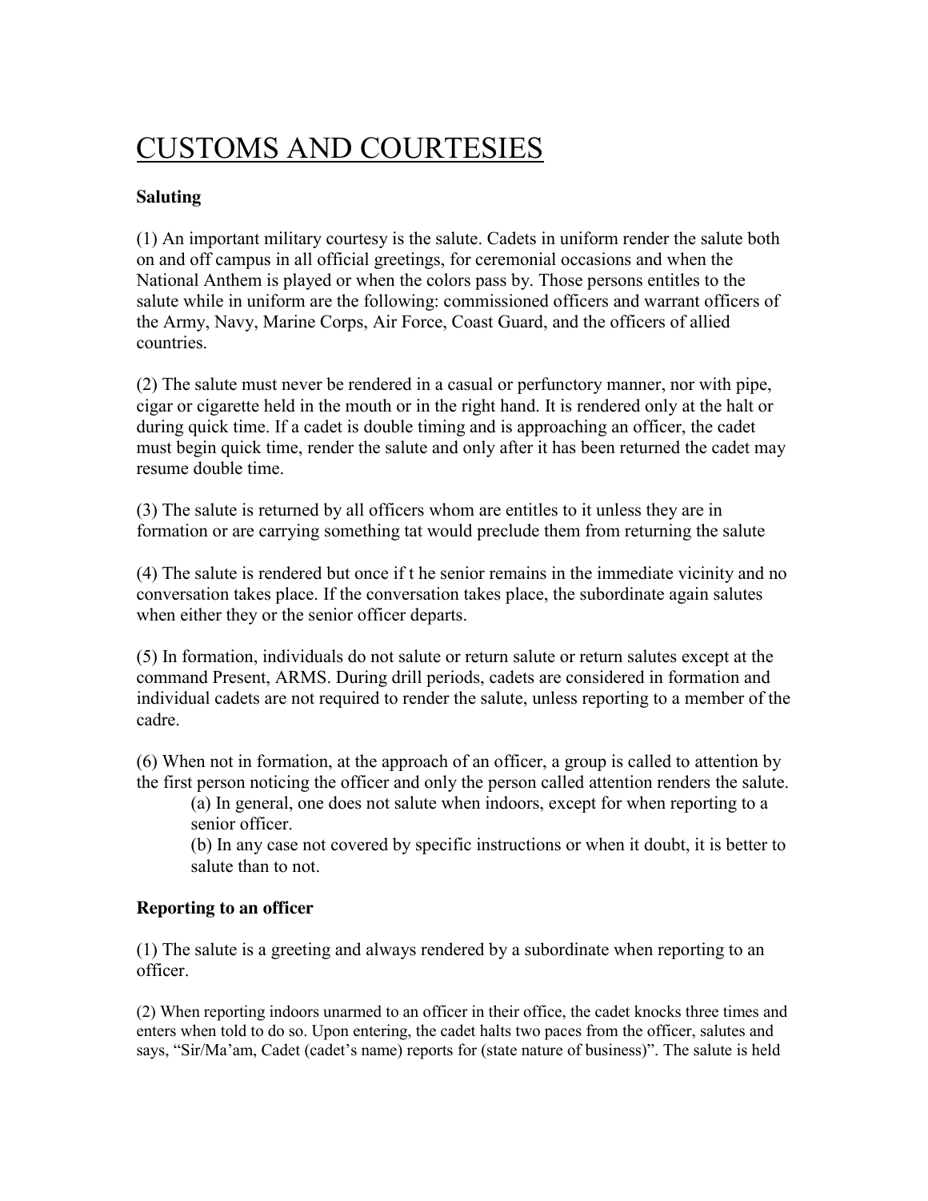# CUSTOMS AND COURTESIES

### Saluting

(1) An important military courtesy is the salute. Cadets in uniform render the salute both on and off campus in all official greetings, for ceremonial occasions and when the National Anthem is played or when the colors pass by. Those persons entitles to the salute while in uniform are the following: commissioned officers and warrant officers of the Army, Navy, Marine Corps, Air Force, Coast Guard, and the officers of allied countries.

(2) The salute must never be rendered in a casual or perfunctory manner, nor with pipe, cigar or cigarette held in the mouth or in the right hand. It is rendered only at the halt or during quick time. If a cadet is double timing and is approaching an officer, the cadet must begin quick time, render the salute and only after it has been returned the cadet may resume double time.

(3) The salute is returned by all officers whom are entitles to it unless they are in formation or are carrying something tat would preclude them from returning the salute

(4) The salute is rendered but once if t he senior remains in the immediate vicinity and no conversation takes place. If the conversation takes place, the subordinate again salutes when either they or the senior officer departs.

(5) In formation, individuals do not salute or return salute or return salutes except at the command Present, ARMS. During drill periods, cadets are considered in formation and individual cadets are not required to render the salute, unless reporting to a member of the cadre.

(6) When not in formation, at the approach of an officer, a group is called to attention by the first person noticing the officer and only the person called attention renders the salute.

> (a) In general, one does not salute when indoors, except for when reporting to a senior officer.
>
> (b) In any case not covered by specific instructions or when it doubt, it is better to salute than to not.

### Reporting to an officer

(1) The salute is a greeting and always rendered by a subordinate when reporting to an officer.

(2) When reporting indoors unarmed to an officer in their office, the cadet knocks three times and enters when told to do so. Upon entering, the cadet halts two paces from the officer, salutes and says, "Sir/Ma'am, Cadet (cadet's name) reports for (state nature of business)". The salute is held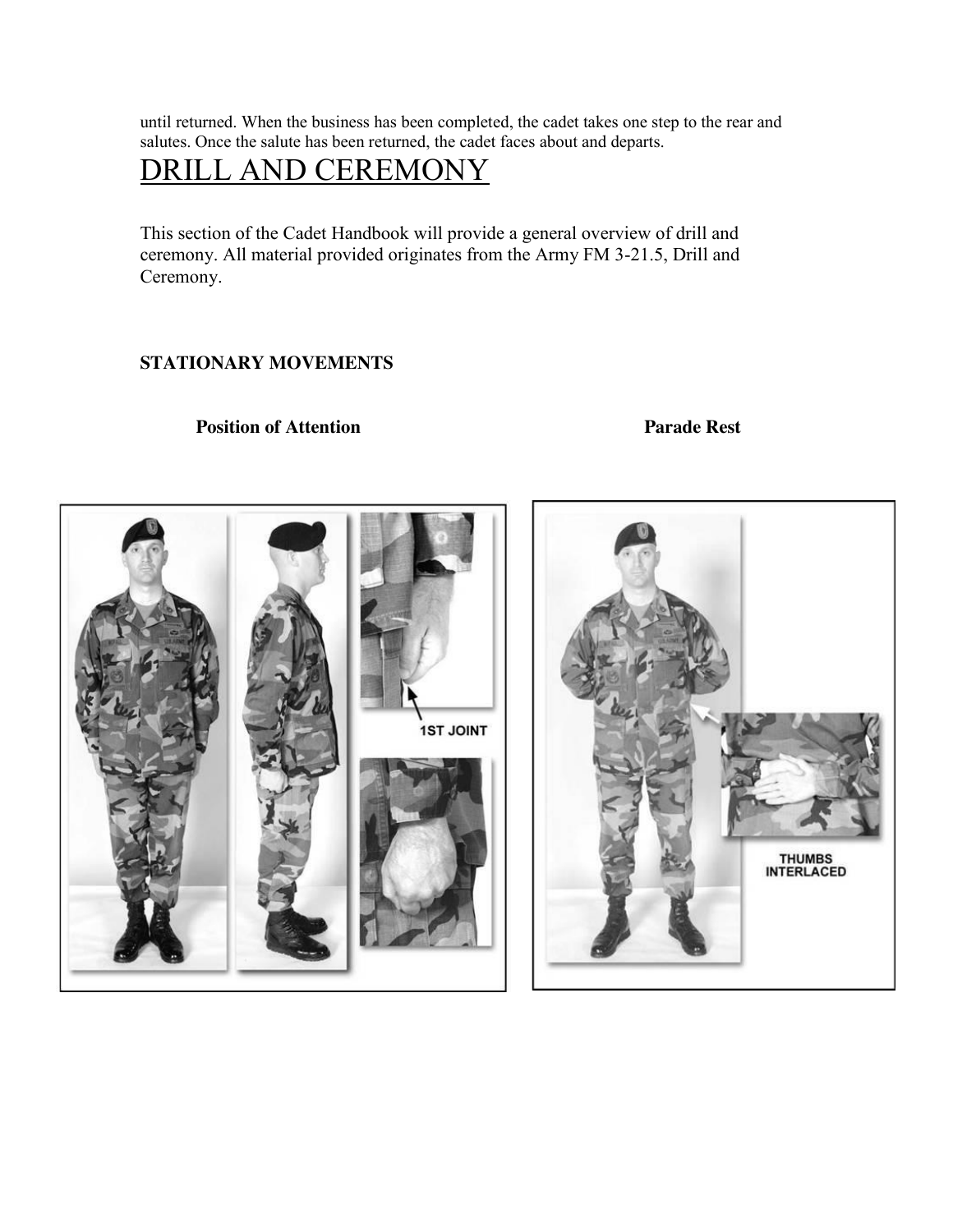until returned. When the business has been completed, the cadet takes one step to the rear and salutes. Once the salute has been returned, the cadet faces about and departs.

# DRILL AND CEREMONY

This section of the Cadet Handbook will provide a general overview of drill and ceremony. All material provided originates from the Army FM 3-21.5, Drill and Ceremony.

### STATIONARY MOVEMENTS

**Position of Attention** **Parade Rest**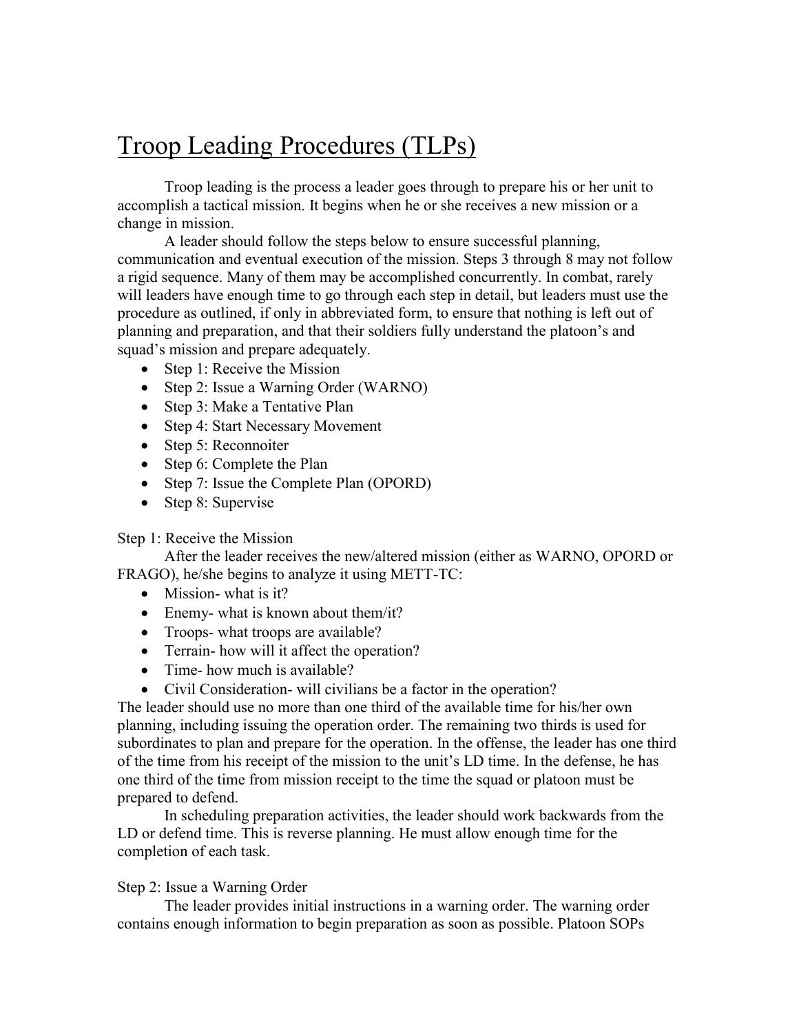# Troop Leading Procedures (TLPs)

Troop leading is the process a leader goes through to prepare his or her unit to accomplish a tactical mission. It begins when he or she receives a new mission or a change in mission.

A leader should follow the steps below to ensure successful planning, communication and eventual execution of the mission. Steps 3 through 8 may not follow a rigid sequence. Many of them may be accomplished concurrently. In combat, rarely will leaders have enough time to go through each step in detail, but leaders must use the procedure as outlined, if only in abbreviated form, to ensure that nothing is left out of planning and preparation, and that their soldiers fully understand the platoon's and squad's mission and prepare adequately.

- Step 1: Receive the Mission
- Step 2: Issue a Warning Order (WARNO)
- Step 3: Make a Tentative Plan
- Step 4: Start Necessary Movement
- Step 5: Reconnoiter
- Step 6: Complete the Plan
- Step 7: Issue the Complete Plan (OPORD)
- Step 8: Supervise

Step 1: Receive the Mission

After the leader receives the new/altered mission (either as WARNO, OPORD or FRAGO), he/she begins to analyze it using METT-TC:

- Mission- what is it?
- Enemy- what is known about them/it?
- Troops- what troops are available?
- Terrain- how will it affect the operation?
- Time- how much is available?
- Civil Consideration- will civilians be a factor in the operation?

The leader should use no more than one third of the available time for his/her own planning, including issuing the operation order. The remaining two thirds is used for subordinates to plan and prepare for the operation. In the offense, the leader has one third of the time from his receipt of the mission to the unit's LD time. In the defense, he has one third of the time from mission receipt to the time the squad or platoon must be prepared to defend.

In scheduling preparation activities, the leader should work backwards from the LD or defend time. This is reverse planning. He must allow enough time for the completion of each task.

Step 2: Issue a Warning Order

The leader provides initial instructions in a warning order. The warning order contains enough information to begin preparation as soon as possible. Platoon SOPs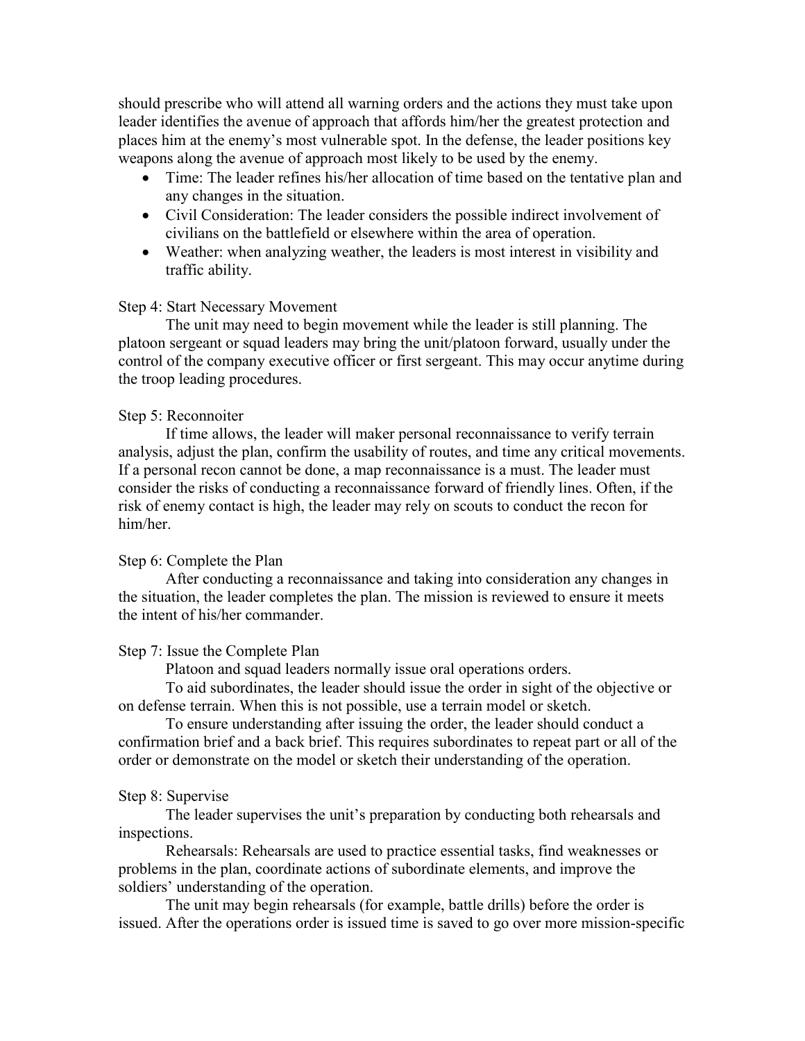should prescribe who will attend all warning orders and the actions they must take upon leader identifies the avenue of approach that affords him/her the greatest protection and places him at the enemy's most vulnerable spot. In the defense, the leader positions key weapons along the avenue of approach most likely to be used by the enemy.

- Time: The leader refines his/her allocation of time based on the tentative plan and any changes in the situation.
- Civil Consideration: The leader considers the possible indirect involvement of civilians on the battlefield or elsewhere within the area of operation.
- Weather: when analyzing weather, the leaders is most interest in visibility and traffic ability.

Step 4: Start Necessary Movement

The unit may need to begin movement while the leader is still planning. The platoon sergeant or squad leaders may bring the unit/platoon forward, usually under the control of the company executive officer or first sergeant. This may occur anytime during the troop leading procedures.

Step 5: Reconnoiter

If time allows, the leader will maker personal reconnaissance to verify terrain analysis, adjust the plan, confirm the usability of routes, and time any critical movements. If a personal recon cannot be done, a map reconnaissance is a must. The leader must consider the risks of conducting a reconnaissance forward of friendly lines. Often, if the risk of enemy contact is high, the leader may rely on scouts to conduct the recon for him/her.

Step 6: Complete the Plan

After conducting a reconnaissance and taking into consideration any changes in the situation, the leader completes the plan. The mission is reviewed to ensure it meets the intent of his/her commander.

Step 7: Issue the Complete Plan

Platoon and squad leaders normally issue oral operations orders.

To aid subordinates, the leader should issue the order in sight of the objective or on defense terrain. When this is not possible, use a terrain model or sketch.

To ensure understanding after issuing the order, the leader should conduct a confirmation brief and a back brief. This requires subordinates to repeat part or all of the order or demonstrate on the model or sketch their understanding of the operation.

Step 8: Supervise

The leader supervises the unit's preparation by conducting both rehearsals and inspections.

Rehearsals: Rehearsals are used to practice essential tasks, find weaknesses or problems in the plan, coordinate actions of subordinate elements, and improve the soldiers' understanding of the operation.

The unit may begin rehearsals (for example, battle drills) before the order is issued. After the operations order is issued time is saved to go over more mission-specific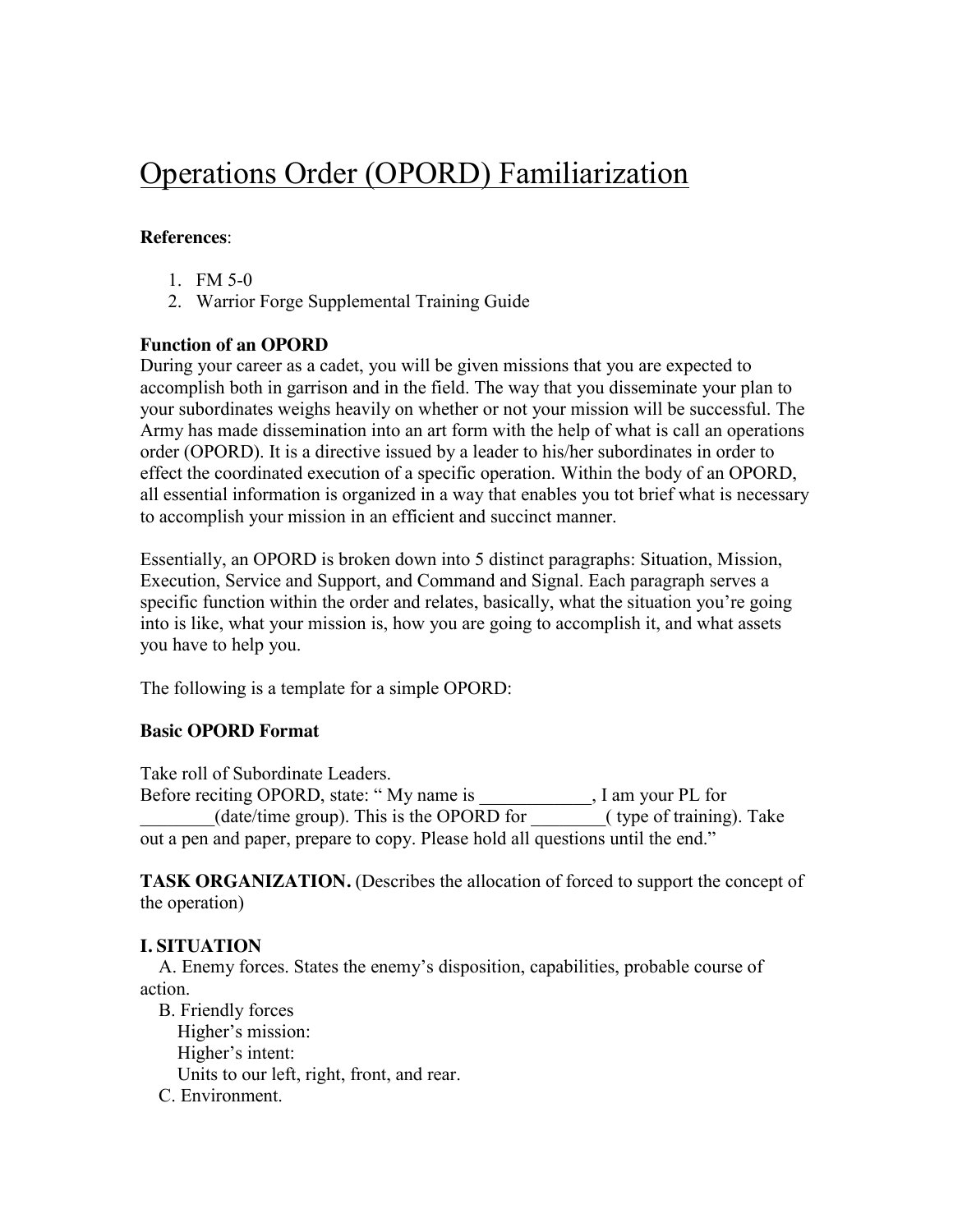# Operations Order (OPORD) Familiarization

**References**:

1. FM 5-0
2. Warrior Forge Supplemental Training Guide

**Function of an OPORD**

During your career as a cadet, you will be given missions that you are expected to accomplish both in garrison and in the field. The way that you disseminate your plan to your subordinates weighs heavily on whether or not your mission will be successful. The Army has made dissemination into an art form with the help of what is call an operations order (OPORD). It is a directive issued by a leader to his/her subordinates in order to effect the coordinated execution of a specific operation. Within the body of an OPORD, all essential information is organized in a way that enables you tot brief what is necessary to accomplish your mission in an efficient and succinct manner.

Essentially, an OPORD is broken down into 5 distinct paragraphs: Situation, Mission, Execution, Service and Support, and Command and Signal. Each paragraph serves a specific function within the order and relates, basically, what the situation you're going into is like, what your mission is, how you are going to accomplish it, and what assets you have to help you.

The following is a template for a simple OPORD:

**Basic OPORD Format**

Take roll of Subordinate Leaders.
Before reciting OPORD, state: " My name is ____________, I am your PL for ________(date/time group). This is the OPORD for ________( type of training). Take out a pen and paper, prepare to copy. Please hold all questions until the end."

**TASK ORGANIZATION.** (Describes the allocation of forced to support the concept of the operation)

**I. SITUATION**

A. Enemy forces. States the enemy's disposition, capabilities, probable course of action.

B. Friendly forces
   Higher's mission:
   Higher's intent:
   Units to our left, right, front, and rear.

C. Environment.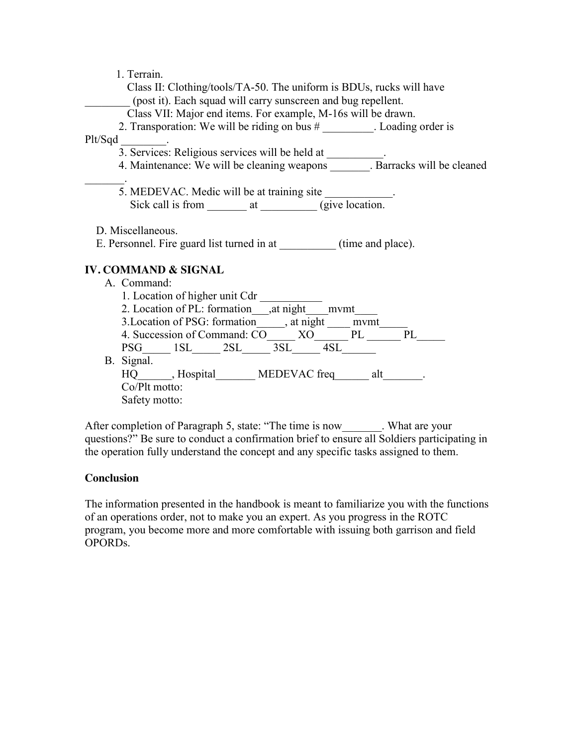1. Terrain.

   Class II: Clothing/tools/TA-50. The uniform is BDUs, rucks will have ________ (post it). Each squad will carry sunscreen and bug repellent.

   Class VII: Major end items. For example, M-16s will be drawn.

2. Transporation: We will be riding on bus # _________. Loading order is Plt/Sqd ________.
3. Services: Religious services will be held at __________.
4. Maintenance: We will be cleaning weapons _______. Barracks will be cleaned _______.
5. MEDEVAC. Medic will be at training site ____________.

   Sick call is from _______ at __________ (give location.

D. Miscellaneous.

E. Personnel. Fire guard list turned in at __________ (time and place).

**IV. COMMAND & SIGNAL**

A. Command:

1. Location of higher unit Cdr ___________
2. Location of PL: formation___,at night____mvmt____
3. Location of PSG: formation_____, at night ____ mvmt_____
4. Succession of Command: CO_____ XO______ PL ______ PL_____ PSG_____ 1SL_____ 2SL_____ 3SL_____ 4SL______

B. Signal.

HQ______, Hospital_______ MEDEVAC freq______ alt_______.

Co/Plt motto:

Safety motto:

After completion of Paragraph 5, state: "The time is now_______. What are your questions?" Be sure to conduct a confirmation brief to ensure all Soldiers participating in the operation fully understand the concept and any specific tasks assigned to them.

**Conclusion**

The information presented in the handbook is meant to familiarize you with the functions of an operations order, not to make you an expert. As you progress in the ROTC program, you become more and more comfortable with issuing both garrison and field OPORDs.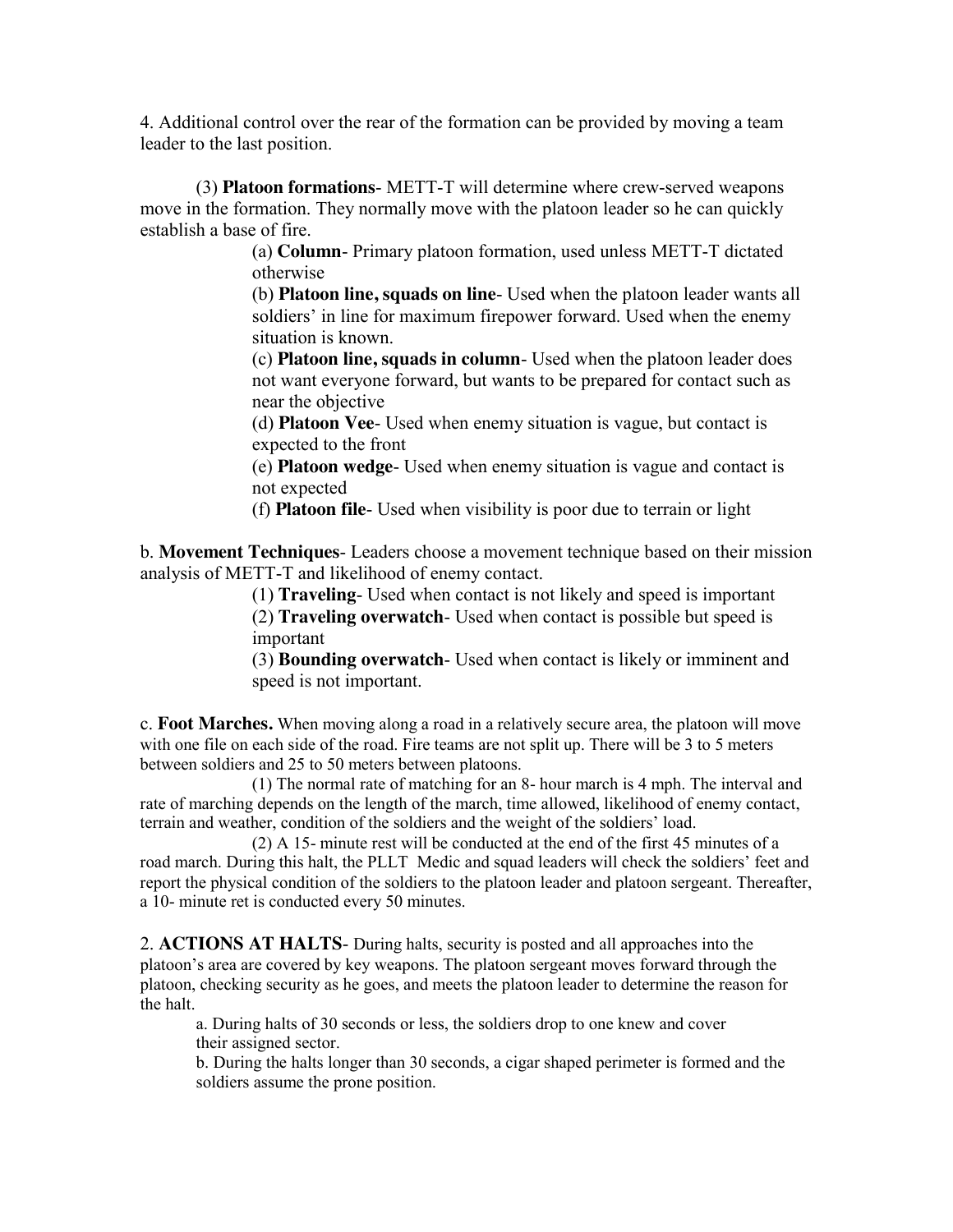4. Additional control over the rear of the formation can be provided by moving a team leader to the last position.

(3) **Platoon formations**- METT-T will determine where crew-served weapons move in the formation. They normally move with the platoon leader so he can quickly establish a base of fire.

(a) **Column**- Primary platoon formation, used unless METT-T dictated otherwise

(b) **Platoon line, squads on line**- Used when the platoon leader wants all soldiers' in line for maximum firepower forward. Used when the enemy situation is known.

(c) **Platoon line, squads in column**- Used when the platoon leader does not want everyone forward, but wants to be prepared for contact such as near the objective

(d) **Platoon Vee**- Used when enemy situation is vague, but contact is expected to the front

(e) **Platoon wedge**- Used when enemy situation is vague and contact is not expected

(f) **Platoon file**- Used when visibility is poor due to terrain or light

b. **Movement Techniques**- Leaders choose a movement technique based on their mission analysis of METT-T and likelihood of enemy contact.

(1) **Traveling**- Used when contact is not likely and speed is important

(2) **Traveling overwatch**- Used when contact is possible but speed is important

(3) **Bounding overwatch**- Used when contact is likely or imminent and speed is not important.

c. **Foot Marches.** When moving along a road in a relatively secure area, the platoon will move with one file on each side of the road. Fire teams are not split up. There will be 3 to 5 meters between soldiers and 25 to 50 meters between platoons.

(1) The normal rate of matching for an 8- hour march is 4 mph. The interval and rate of marching depends on the length of the march, time allowed, likelihood of enemy contact, terrain and weather, condition of the soldiers and the weight of the soldiers' load.

(2) A 15- minute rest will be conducted at the end of the first 45 minutes of a road march. During this halt, the PLLT Medic and squad leaders will check the soldiers' feet and report the physical condition of the soldiers to the platoon leader and platoon sergeant. Thereafter, a 10- minute ret is conducted every 50 minutes.

2. **ACTIONS AT HALTS**- During halts, security is posted and all approaches into the platoon's area are covered by key weapons. The platoon sergeant moves forward through the platoon, checking security as he goes, and meets the platoon leader to determine the reason for the halt.

a. During halts of 30 seconds or less, the soldiers drop to one knew and cover their assigned sector.

b. During the halts longer than 30 seconds, a cigar shaped perimeter is formed and the soldiers assume the prone position.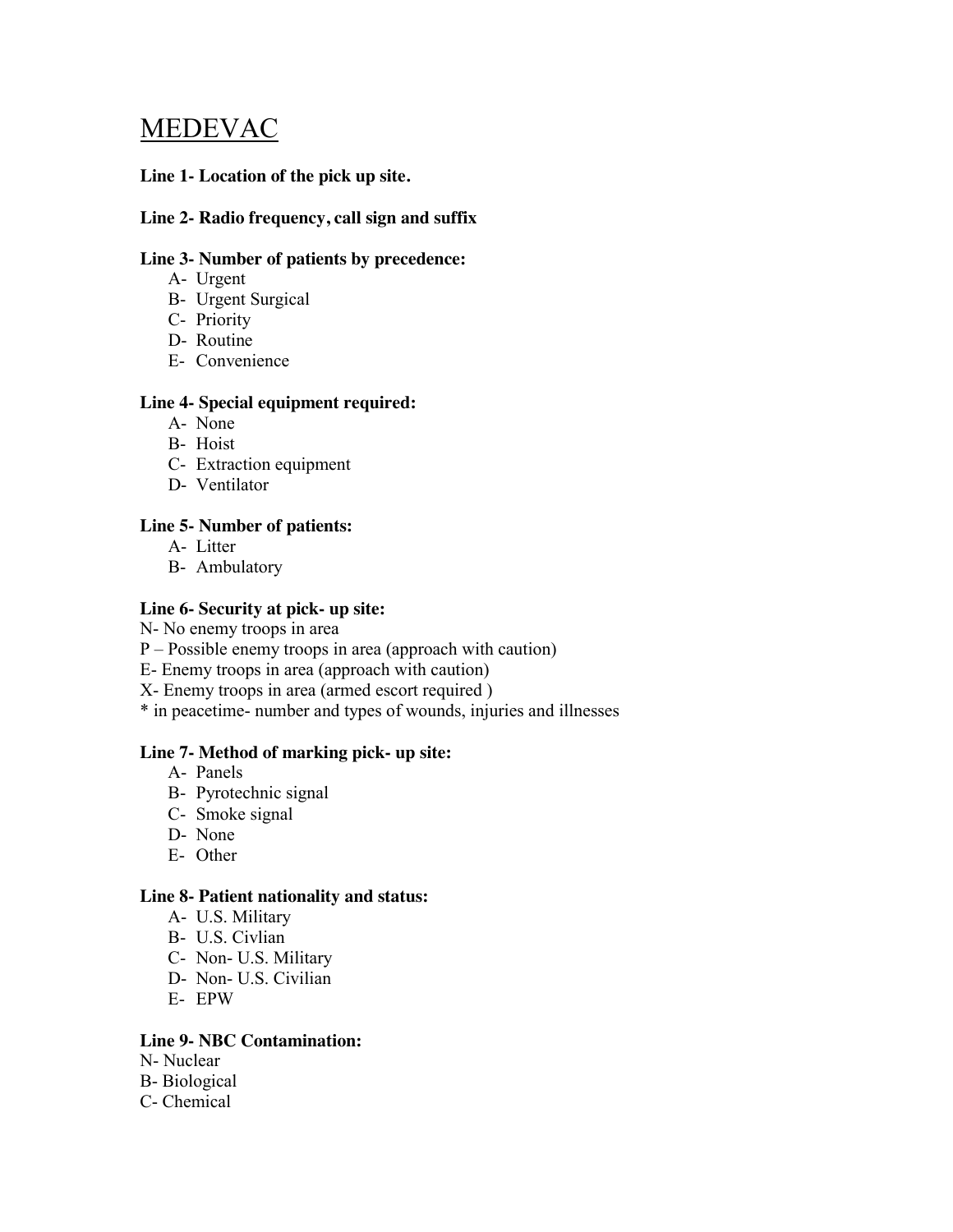# MEDEVAC

**Line 1- Location of the pick up site.**

**Line 2- Radio frequency, call sign and suffix**

**Line 3- Number of patients by precedence:**

- A- Urgent
- B- Urgent Surgical
- C- Priority
- D- Routine
- E- Convenience

**Line 4- Special equipment required:**

- A- None
- B- Hoist
- C- Extraction equipment
- D- Ventilator

**Line 5- Number of patients:**

- A- Litter
- B- Ambulatory

**Line 6- Security at pick- up site:**

N- No enemy troops in area
P – Possible enemy troops in area (approach with caution)
E- Enemy troops in area (approach with caution)
X- Enemy troops in area (armed escort required )
* in peacetime- number and types of wounds, injuries and illnesses

**Line 7- Method of marking pick- up site:**

- A- Panels
- B- Pyrotechnic signal
- C- Smoke signal
- D- None
- E- Other

**Line 8- Patient nationality and status:**

- A- U.S. Military
- B- U.S. Civlian
- C- Non- U.S. Military
- D- Non- U.S. Civilian
- E- EPW

**Line 9- NBC Contamination:**

N- Nuclear
B- Biological
C- Chemical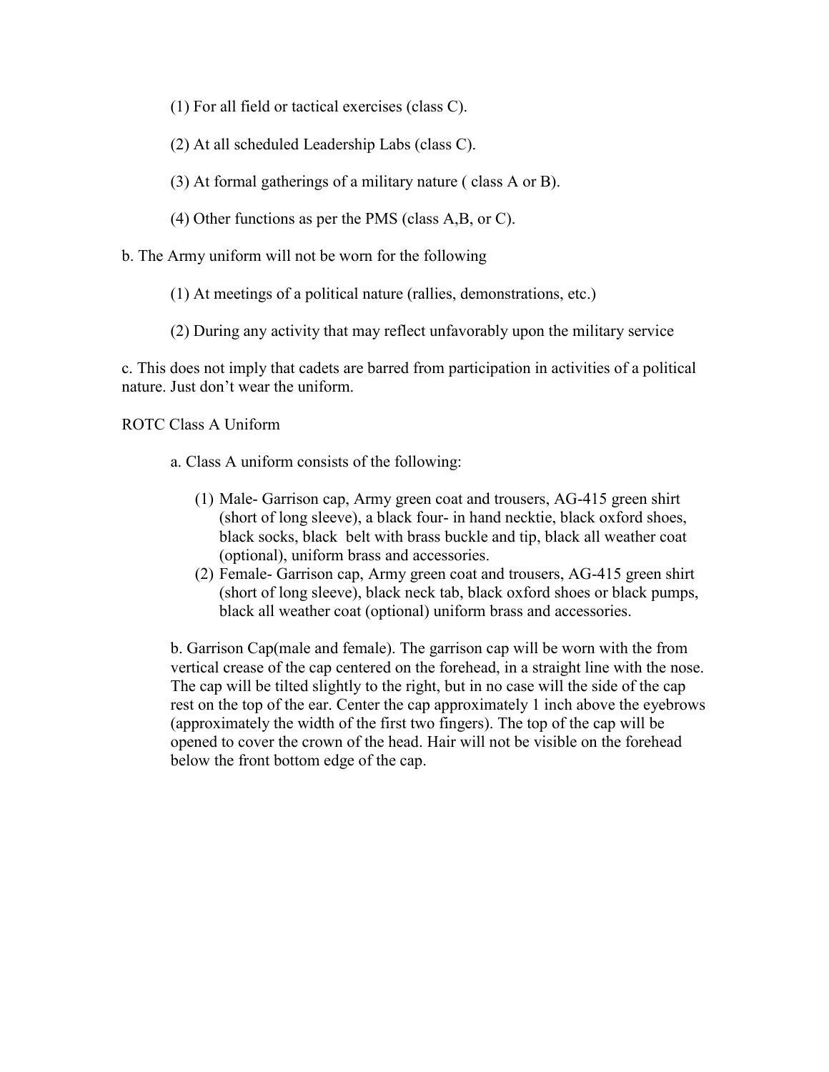(1) For all field or tactical exercises (class C).

(2) At all scheduled Leadership Labs (class C).

(3) At formal gatherings of a military nature ( class A or B).

(4) Other functions as per the PMS (class A,B, or C).

b. The Army uniform will not be worn for the following

(1) At meetings of a political nature (rallies, demonstrations, etc.)

(2) During any activity that may reflect unfavorably upon the military service

c. This does not imply that cadets are barred from participation in activities of a political nature. Just don't wear the uniform.

ROTC Class A Uniform

a. Class A uniform consists of the following:

(1) Male- Garrison cap, Army green coat and trousers, AG-415 green shirt (short of long sleeve), a black four- in hand necktie, black oxford shoes, black socks, black belt with brass buckle and tip, black all weather coat (optional), uniform brass and accessories.
(2) Female- Garrison cap, Army green coat and trousers, AG-415 green shirt (short of long sleeve), black neck tab, black oxford shoes or black pumps, black all weather coat (optional) uniform brass and accessories.

b. Garrison Cap(male and female). The garrison cap will be worn with the from vertical crease of the cap centered on the forehead, in a straight line with the nose. The cap will be tilted slightly to the right, but in no case will the side of the cap rest on the top of the ear. Center the cap approximately 1 inch above the eyebrows (approximately the width of the first two fingers). The top of the cap will be opened to cover the crown of the head. Hair will not be visible on the forehead below the front bottom edge of the cap.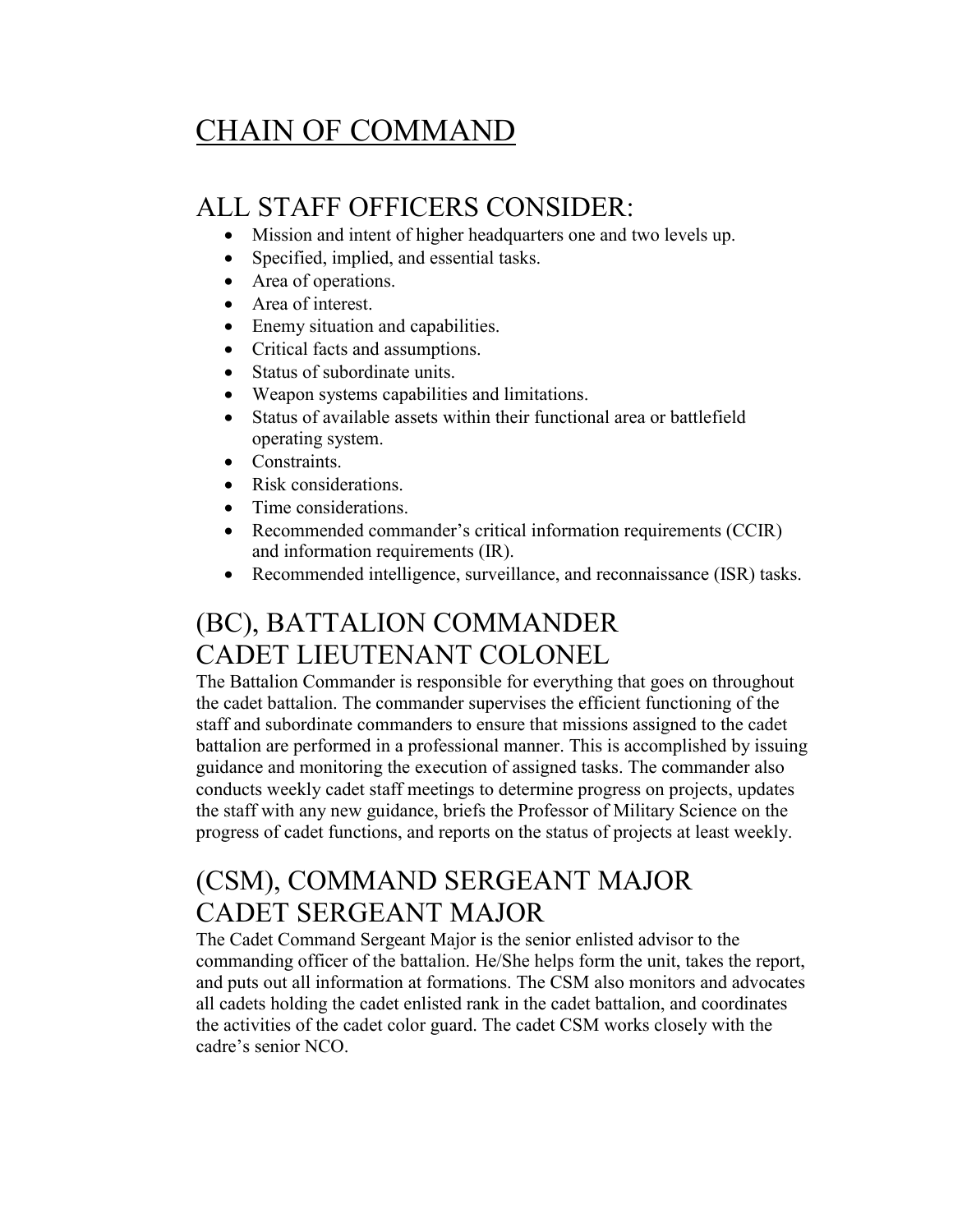# CHAIN OF COMMAND

## ALL STAFF OFFICERS CONSIDER:

- Mission and intent of higher headquarters one and two levels up.
- Specified, implied, and essential tasks.
- Area of operations.
- Area of interest.
- Enemy situation and capabilities.
- Critical facts and assumptions.
- Status of subordinate units.
- Weapon systems capabilities and limitations.
- Status of available assets within their functional area or battlefield operating system.
- Constraints.
- Risk considerations.
- Time considerations.
- Recommended commander's critical information requirements (CCIR) and information requirements (IR).
- Recommended intelligence, surveillance, and reconnaissance (ISR) tasks.

## (BC), BATTALION COMMANDER CADET LIEUTENANT COLONEL

The Battalion Commander is responsible for everything that goes on throughout the cadet battalion. The commander supervises the efficient functioning of the staff and subordinate commanders to ensure that missions assigned to the cadet battalion are performed in a professional manner. This is accomplished by issuing guidance and monitoring the execution of assigned tasks. The commander also conducts weekly cadet staff meetings to determine progress on projects, updates the staff with any new guidance, briefs the Professor of Military Science on the progress of cadet functions, and reports on the status of projects at least weekly.

## (CSM), COMMAND SERGEANT MAJOR CADET SERGEANT MAJOR

The Cadet Command Sergeant Major is the senior enlisted advisor to the commanding officer of the battalion. He/She helps form the unit, takes the report, and puts out all information at formations. The CSM also monitors and advocates all cadets holding the cadet enlisted rank in the cadet battalion, and coordinates the activities of the cadet color guard. The cadet CSM works closely with the cadre's senior NCO.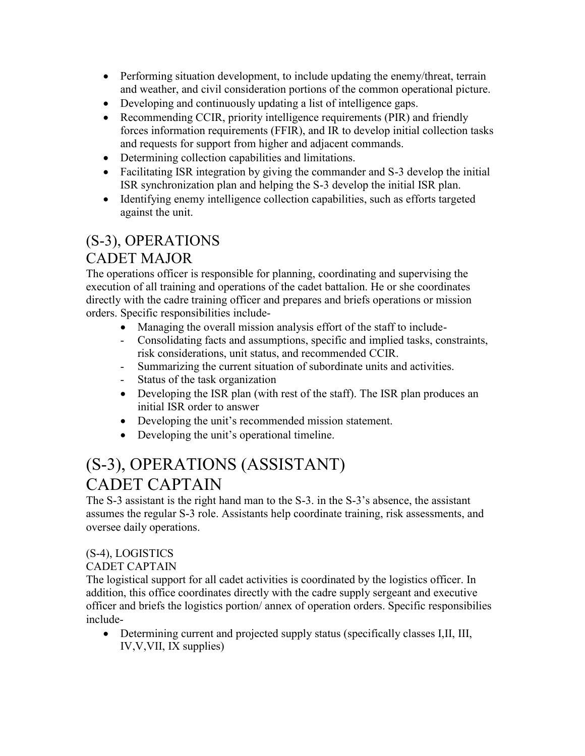- Performing situation development, to include updating the enemy/threat, terrain and weather, and civil consideration portions of the common operational picture.
- Developing and continuously updating a list of intelligence gaps.
- Recommending CCIR, priority intelligence requirements (PIR) and friendly forces information requirements (FFIR), and IR to develop initial collection tasks and requests for support from higher and adjacent commands.
- Determining collection capabilities and limitations.
- Facilitating ISR integration by giving the commander and S-3 develop the initial ISR synchronization plan and helping the S-3 develop the initial ISR plan.
- Identifying enemy intelligence collection capabilities, such as efforts targeted against the unit.

## (S-3), OPERATIONS
## CADET MAJOR

The operations officer is responsible for planning, coordinating and supervising the execution of all training and operations of the cadet battalion. He or she coordinates directly with the cadre training officer and prepares and briefs operations or mission orders. Specific responsibilities include-

- Managing the overall mission analysis effort of the staff to include-
  - Consolidating facts and assumptions, specific and implied tasks, constraints, risk considerations, unit status, and recommended CCIR.
  - Summarizing the current situation of subordinate units and activities.
  - Status of the task organization
- Developing the ISR plan (with rest of the staff). The ISR plan produces an initial ISR order to answer
- Developing the unit's recommended mission statement.
- Developing the unit's operational timeline.

# (S-3), OPERATIONS (ASSISTANT)
# CADET CAPTAIN

The S-3 assistant is the right hand man to the S-3. in the S-3's absence, the assistant assumes the regular S-3 role. Assistants help coordinate training, risk assessments, and oversee daily operations.

### (S-4), LOGISTICS
### CADET CAPTAIN

The logistical support for all cadet activities is coordinated by the logistics officer. In addition, this office coordinates directly with the cadre supply sergeant and executive officer and briefs the logistics portion/ annex of operation orders. Specific responsibilies include-

- Determining current and projected supply status (specifically classes I,II, III, IV,V,VII, IX supplies)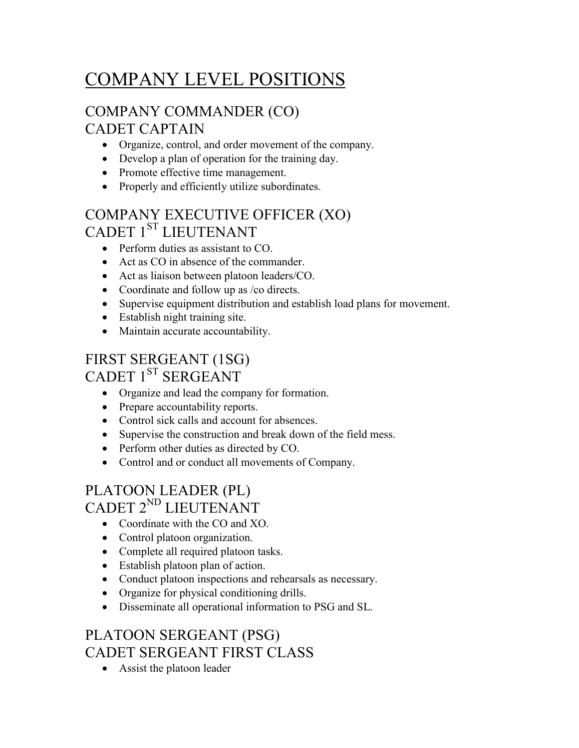# COMPANY LEVEL POSITIONS

## COMPANY COMMANDER (CO)
## CADET CAPTAIN

- Organize, control, and order movement of the company.
- Develop a plan of operation for the training day.
- Promote effective time management.
- Properly and efficiently utilize subordinates.

## COMPANY EXECUTIVE OFFICER (XO)
## CADET 1ST LIEUTENANT

- Perform duties as assistant to CO.
- Act as CO in absence of the commander.
- Act as liaison between platoon leaders/CO.
- Coordinate and follow up as /co directs.
- Supervise equipment distribution and establish load plans for movement.
- Establish night training site.
- Maintain accurate accountability.

## FIRST SERGEANT (1SG)
## CADET 1ST SERGEANT

- Organize and lead the company for formation.
- Prepare accountability reports.
- Control sick calls and account for absences.
- Supervise the construction and break down of the field mess.
- Perform other duties as directed by CO.
- Control and or conduct all movements of Company.

## PLATOON LEADER (PL)
## CADET 2ND LIEUTENANT

- Coordinate with the CO and XO.
- Control platoon organization.
- Complete all required platoon tasks.
- Establish platoon plan of action.
- Conduct platoon inspections and rehearsals as necessary.
- Organize for physical conditioning drills.
- Disseminate all operational information to PSG and SL.

## PLATOON SERGEANT (PSG)
## CADET SERGEANT FIRST CLASS

- Assist the platoon leader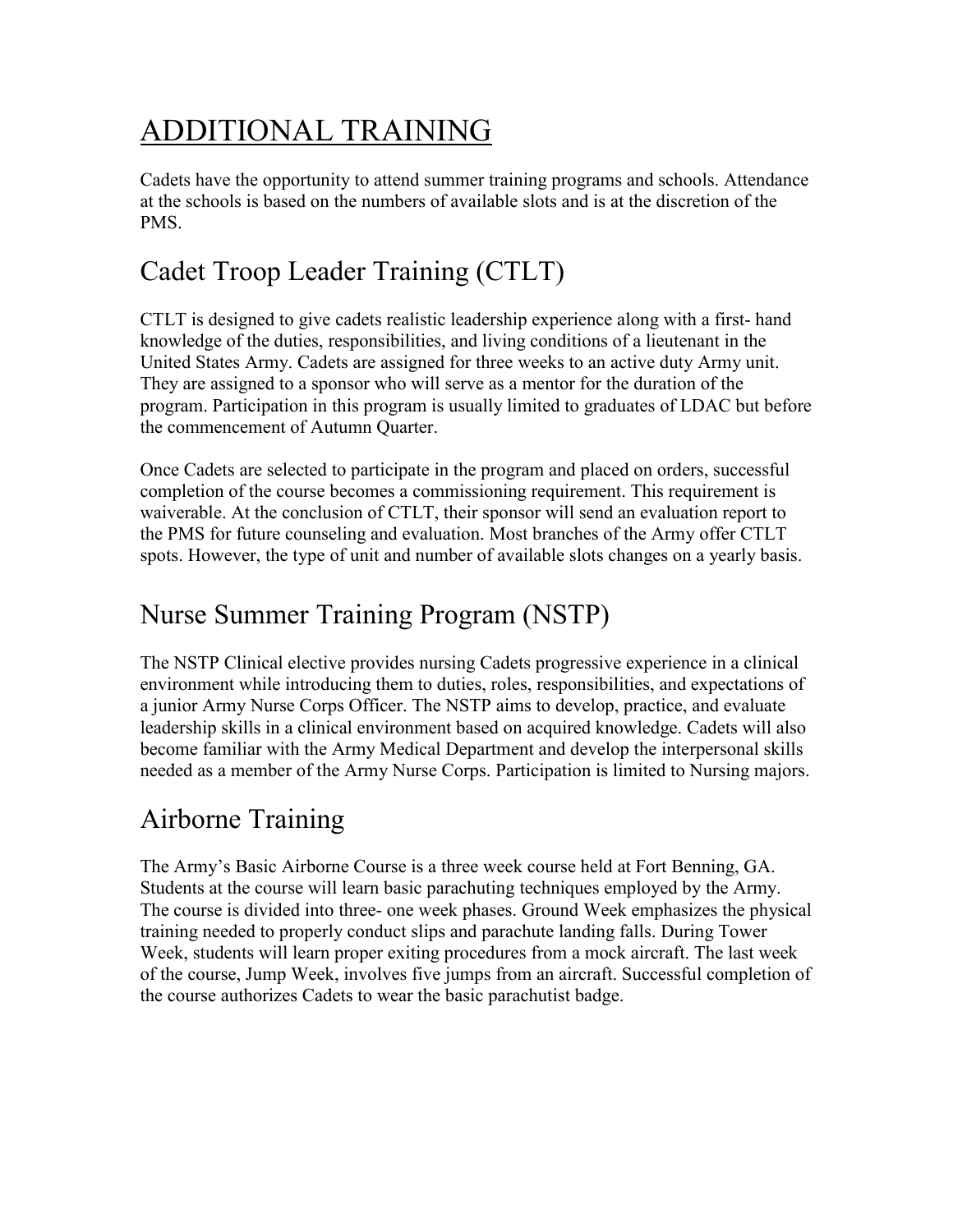# ADDITIONAL TRAINING

Cadets have the opportunity to attend summer training programs and schools. Attendance at the schools is based on the numbers of available slots and is at the discretion of the PMS.

## Cadet Troop Leader Training (CTLT)

CTLT is designed to give cadets realistic leadership experience along with a first- hand knowledge of the duties, responsibilities, and living conditions of a lieutenant in the United States Army. Cadets are assigned for three weeks to an active duty Army unit. They are assigned to a sponsor who will serve as a mentor for the duration of the program. Participation in this program is usually limited to graduates of LDAC but before the commencement of Autumn Quarter.

Once Cadets are selected to participate in the program and placed on orders, successful completion of the course becomes a commissioning requirement. This requirement is waiverable. At the conclusion of CTLT, their sponsor will send an evaluation report to the PMS for future counseling and evaluation. Most branches of the Army offer CTLT spots. However, the type of unit and number of available slots changes on a yearly basis.

## Nurse Summer Training Program (NSTP)

The NSTP Clinical elective provides nursing Cadets progressive experience in a clinical environment while introducing them to duties, roles, responsibilities, and expectations of a junior Army Nurse Corps Officer. The NSTP aims to develop, practice, and evaluate leadership skills in a clinical environment based on acquired knowledge. Cadets will also become familiar with the Army Medical Department and develop the interpersonal skills needed as a member of the Army Nurse Corps. Participation is limited to Nursing majors.

## Airborne Training

The Army's Basic Airborne Course is a three week course held at Fort Benning, GA. Students at the course will learn basic parachuting techniques employed by the Army. The course is divided into three- one week phases. Ground Week emphasizes the physical training needed to properly conduct slips and parachute landing falls. During Tower Week, students will learn proper exiting procedures from a mock aircraft. The last week of the course, Jump Week, involves five jumps from an aircraft. Successful completion of the course authorizes Cadets to wear the basic parachutist badge.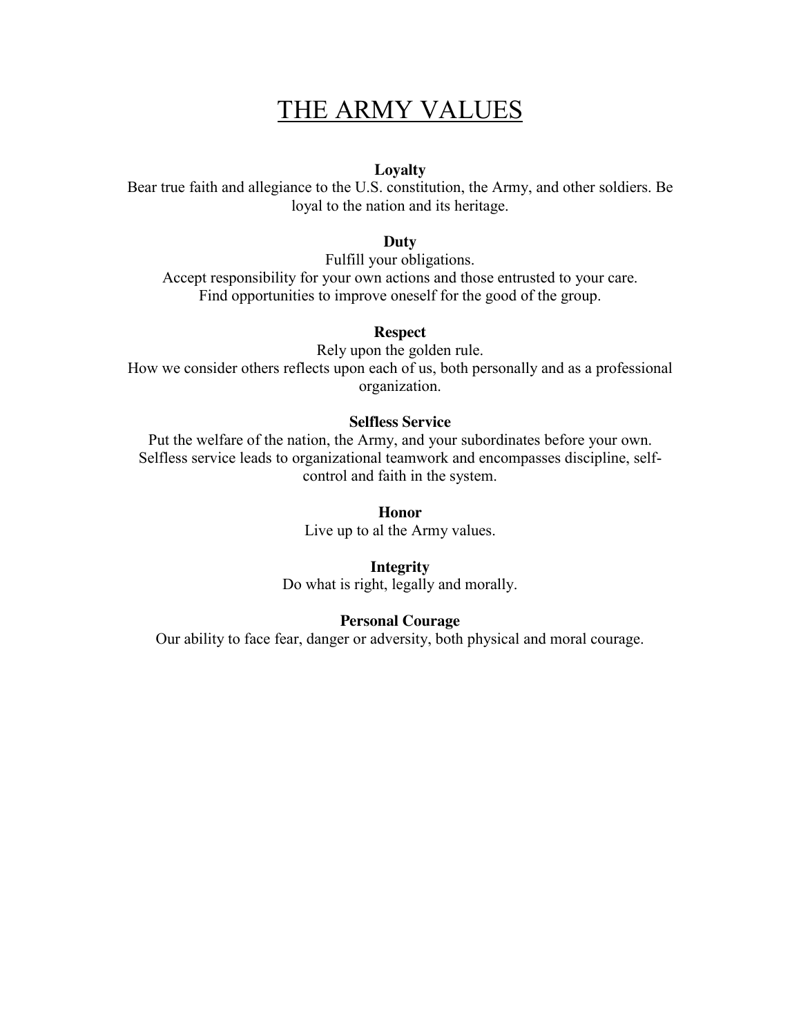# THE ARMY VALUES

**Loyalty**
Bear true faith and allegiance to the U.S. constitution, the Army, and other soldiers. Be loyal to the nation and its heritage.

**Duty**
Fulfill your obligations.
Accept responsibility for your own actions and those entrusted to your care.
Find opportunities to improve oneself for the good of the group.

**Respect**
Rely upon the golden rule.
How we consider others reflects upon each of us, both personally and as a professional organization.

**Selfless Service**
Put the welfare of the nation, the Army, and your subordinates before your own.
Selfless service leads to organizational teamwork and encompasses discipline, self-control and faith in the system.

**Honor**
Live up to al the Army values.

**Integrity**
Do what is right, legally and morally.

**Personal Courage**
Our ability to face fear, danger or adversity, both physical and moral courage.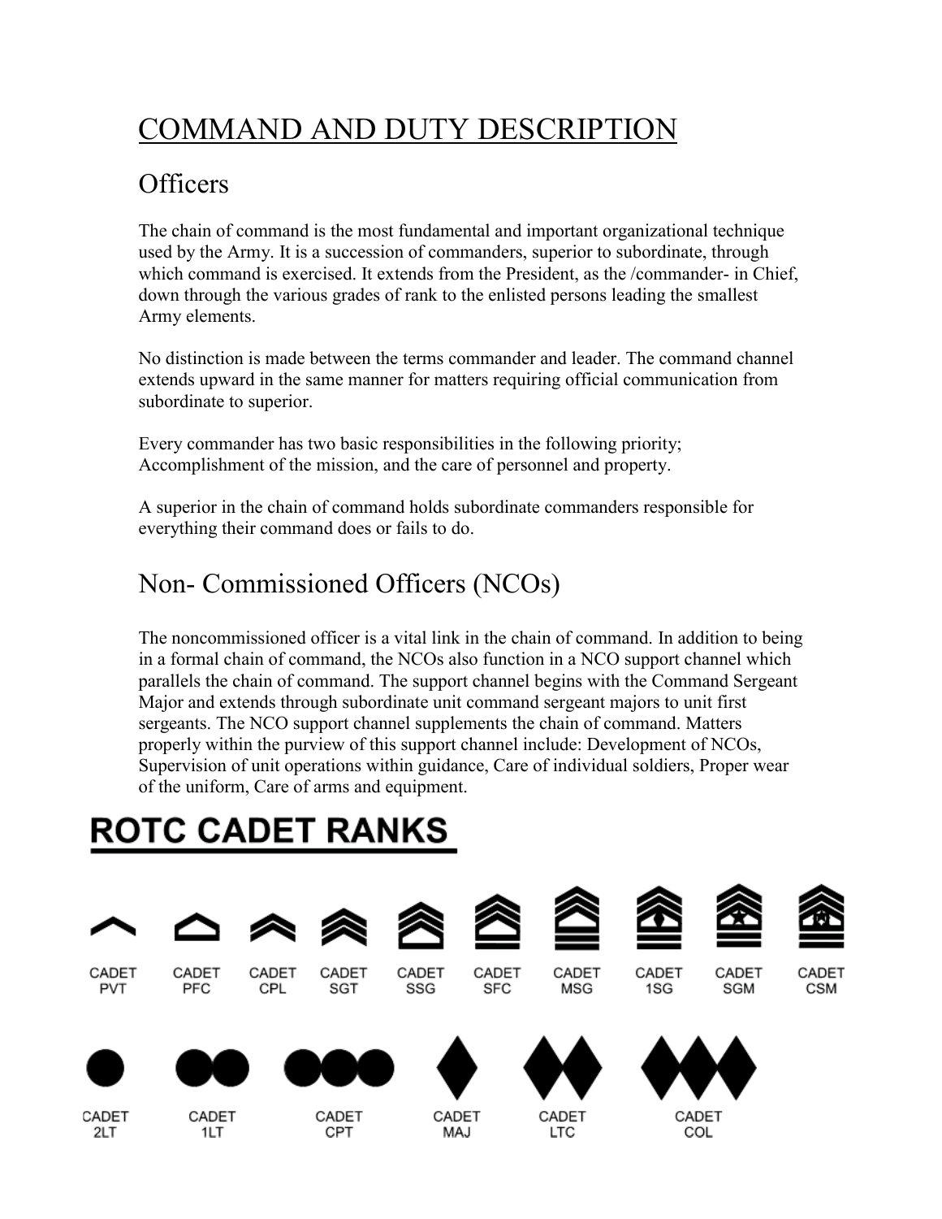# COMMAND AND DUTY DESCRIPTION

## Officers

The chain of command is the most fundamental and important organizational technique used by the Army. It is a succession of commanders, superior to subordinate, through which command is exercised. It extends from the President, as the /commander- in Chief, down through the various grades of rank to the enlisted persons leading the smallest Army elements.

No distinction is made between the terms commander and leader. The command channel extends upward in the same manner for matters requiring official communication from subordinate to superior.

Every commander has two basic responsibilities in the following priority; Accomplishment of the mission, and the care of personnel and property.

A superior in the chain of command holds subordinate commanders responsible for everything their command does or fails to do.

## Non- Commissioned Officers (NCOs)

The noncommissioned officer is a vital link in the chain of command. In addition to being in a formal chain of command, the NCOs also function in a NCO support channel which parallels the chain of command. The support channel begins with the Command Sergeant Major and extends through subordinate unit command sergeant majors to unit first sergeants. The NCO support channel supplements the chain of command. Matters properly within the purview of this support channel include: Development of NCOs, Supervision of unit operations within guidance, Care of individual soldiers, Proper wear of the uniform, Care of arms and equipment.

## ROTC CADET RANKS

CADET PVT · CADET PFC · CADET CPL · CADET SGT · CADET SSG · CADET SFC · CADET MSG · CADET 1SG · CADET SGM · CADET CSM

CADET 2LT · CADET 1LT · CADET CPT · CADET MAJ · CADET LTC · CADET COL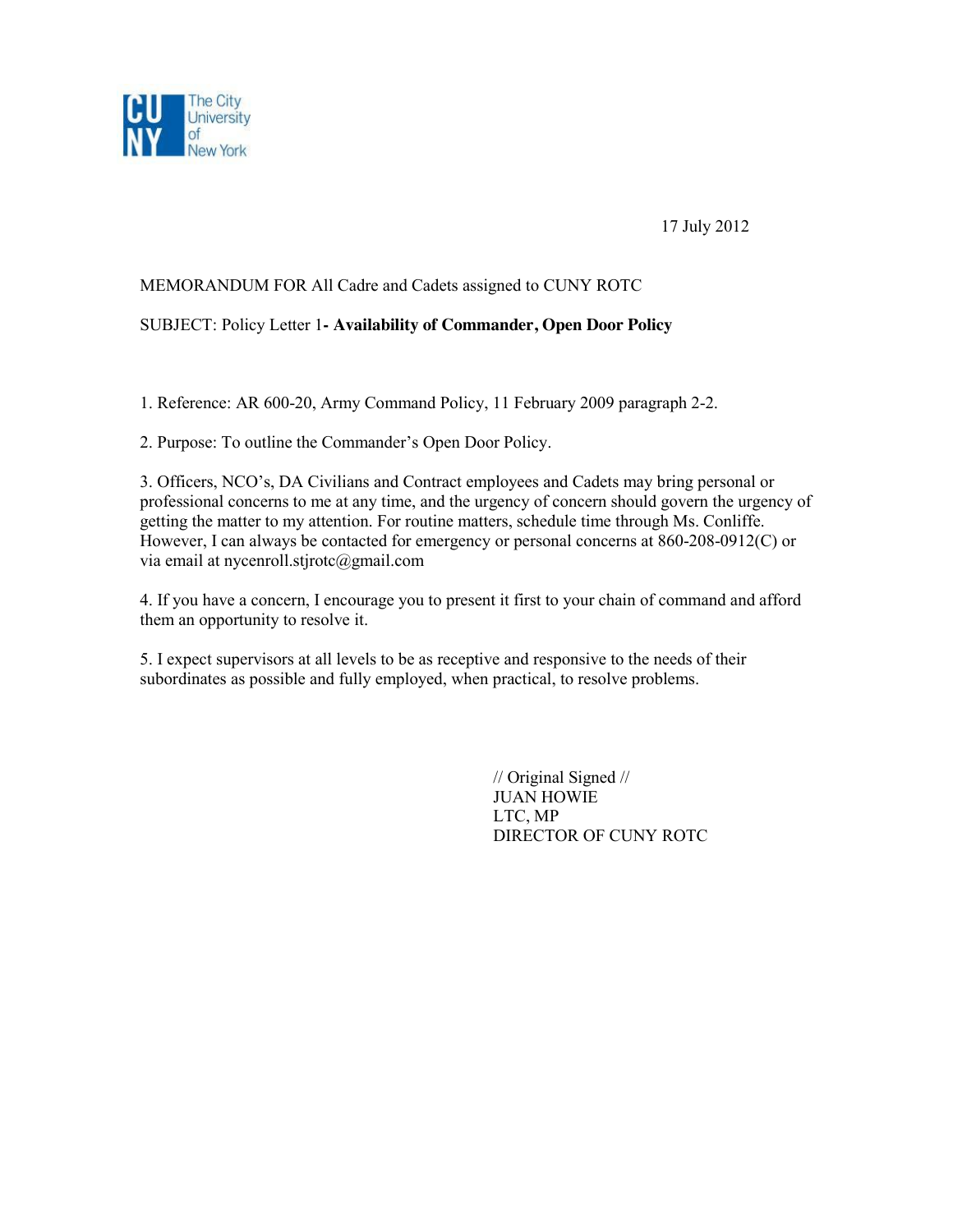The City University of New York

17 July 2012

MEMORANDUM FOR All Cadre and Cadets assigned to CUNY ROTC

SUBJECT: Policy Letter 1**- Availability of Commander, Open Door Policy**

1. Reference: AR 600-20, Army Command Policy, 11 February 2009 paragraph 2-2.

2. Purpose: To outline the Commander's Open Door Policy.

3. Officers, NCO's, DA Civilians and Contract employees and Cadets may bring personal or professional concerns to me at any time, and the urgency of concern should govern the urgency of getting the matter to my attention. For routine matters, schedule time through Ms. Conliffe. However, I can always be contacted for emergency or personal concerns at 860-208-0912(C) or via email at nycenroll.stjrotc@gmail.com

4. If you have a concern, I encourage you to present it first to your chain of command and afford them an opportunity to resolve it.

5. I expect supervisors at all levels to be as receptive and responsive to the needs of their subordinates as possible and fully employed, when practical, to resolve problems.

// Original Signed //  
JUAN HOWIE  
LTC, MP  
DIRECTOR OF CUNY ROTC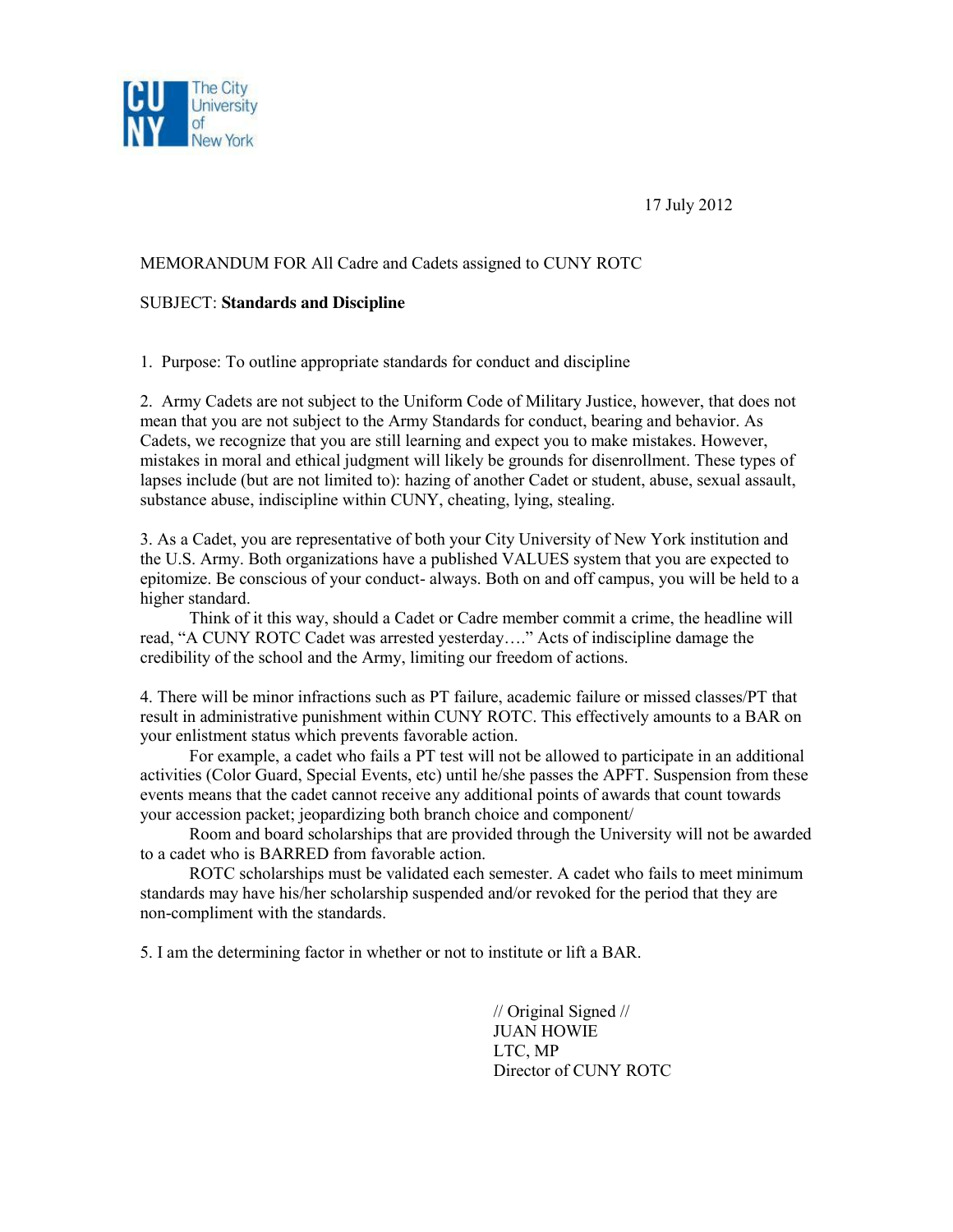CUNY The City University of New York

17 July 2012

MEMORANDUM FOR All Cadre and Cadets assigned to CUNY ROTC

SUBJECT: **Standards and Discipline**

1. Purpose: To outline appropriate standards for conduct and discipline

2. Army Cadets are not subject to the Uniform Code of Military Justice, however, that does not mean that you are not subject to the Army Standards for conduct, bearing and behavior. As Cadets, we recognize that you are still learning and expect you to make mistakes. However, mistakes in moral and ethical judgment will likely be grounds for disenrollment. These types of lapses include (but are not limited to): hazing of another Cadet or student, abuse, sexual assault, substance abuse, indiscipline within CUNY, cheating, lying, stealing.

3. As a Cadet, you are representative of both your City University of New York institution and the U.S. Army. Both organizations have a published VALUES system that you are expected to epitomize. Be conscious of your conduct- always. Both on and off campus, you will be held to a higher standard.

Think of it this way, should a Cadet or Cadre member commit a crime, the headline will read, "A CUNY ROTC Cadet was arrested yesterday…." Acts of indiscipline damage the credibility of the school and the Army, limiting our freedom of actions.

4. There will be minor infractions such as PT failure, academic failure or missed classes/PT that result in administrative punishment within CUNY ROTC. This effectively amounts to a BAR on your enlistment status which prevents favorable action.

For example, a cadet who fails a PT test will not be allowed to participate in an additional activities (Color Guard, Special Events, etc) until he/she passes the APFT. Suspension from these events means that the cadet cannot receive any additional points of awards that count towards your accession packet; jeopardizing both branch choice and component/

Room and board scholarships that are provided through the University will not be awarded to a cadet who is BARRED from favorable action.

ROTC scholarships must be validated each semester. A cadet who fails to meet minimum standards may have his/her scholarship suspended and/or revoked for the period that they are non-compliment with the standards.

5. I am the determining factor in whether or not to institute or lift a BAR.

// Original Signed //
JUAN HOWIE
LTC, MP
Director of CUNY ROTC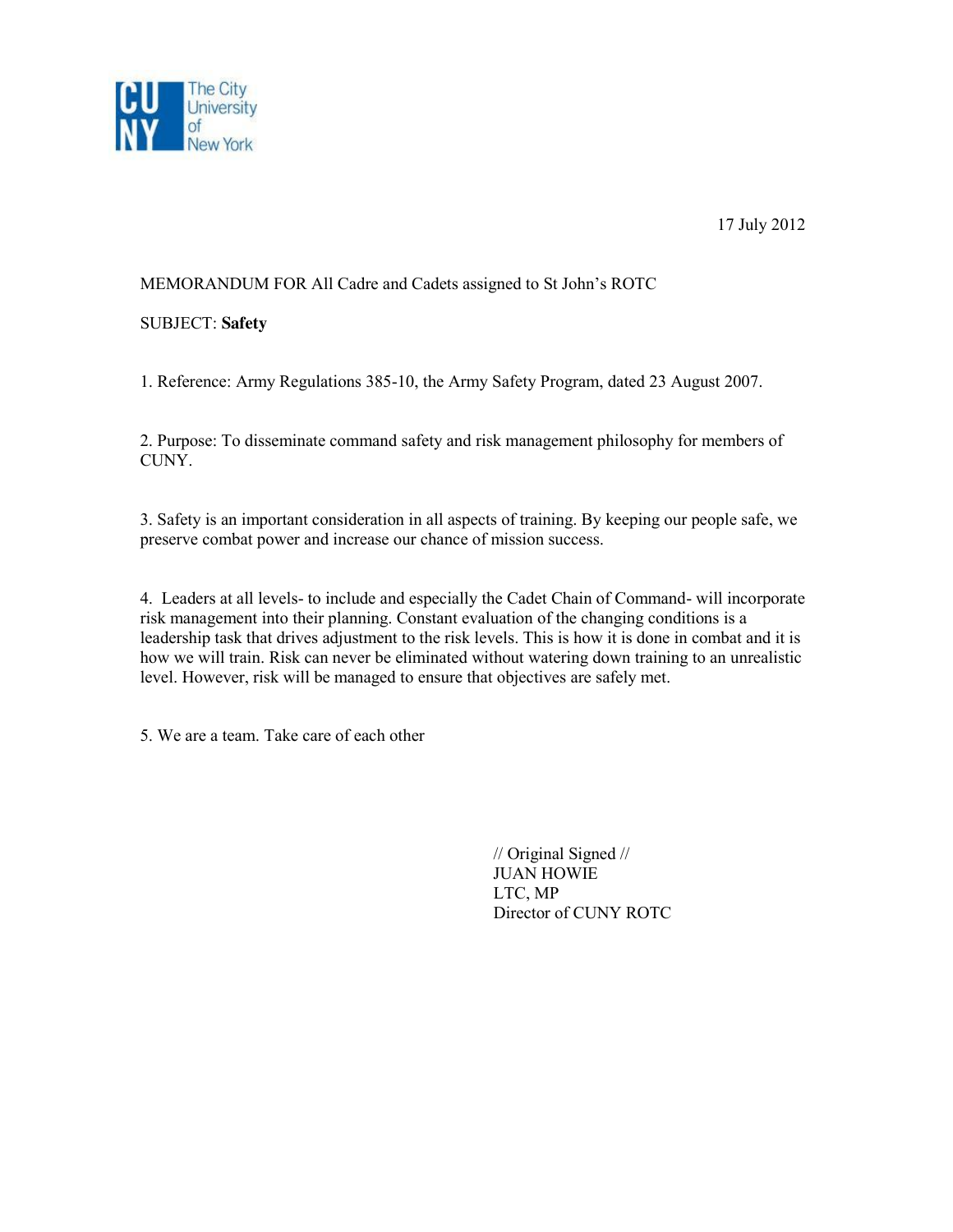The City University of New York

17 July 2012

MEMORANDUM FOR All Cadre and Cadets assigned to St John's ROTC

SUBJECT: **Safety**

1. Reference: Army Regulations 385-10, the Army Safety Program, dated 23 August 2007.

2. Purpose: To disseminate command safety and risk management philosophy for members of CUNY.

3. Safety is an important consideration in all aspects of training. By keeping our people safe, we preserve combat power and increase our chance of mission success.

4. Leaders at all levels- to include and especially the Cadet Chain of Command- will incorporate risk management into their planning. Constant evaluation of the changing conditions is a leadership task that drives adjustment to the risk levels. This is how it is done in combat and it is how we will train. Risk can never be eliminated without watering down training to an unrealistic level. However, risk will be managed to ensure that objectives are safely met.

5. We are a team. Take care of each other

// Original Signed //
JUAN HOWIE
LTC, MP
Director of CUNY ROTC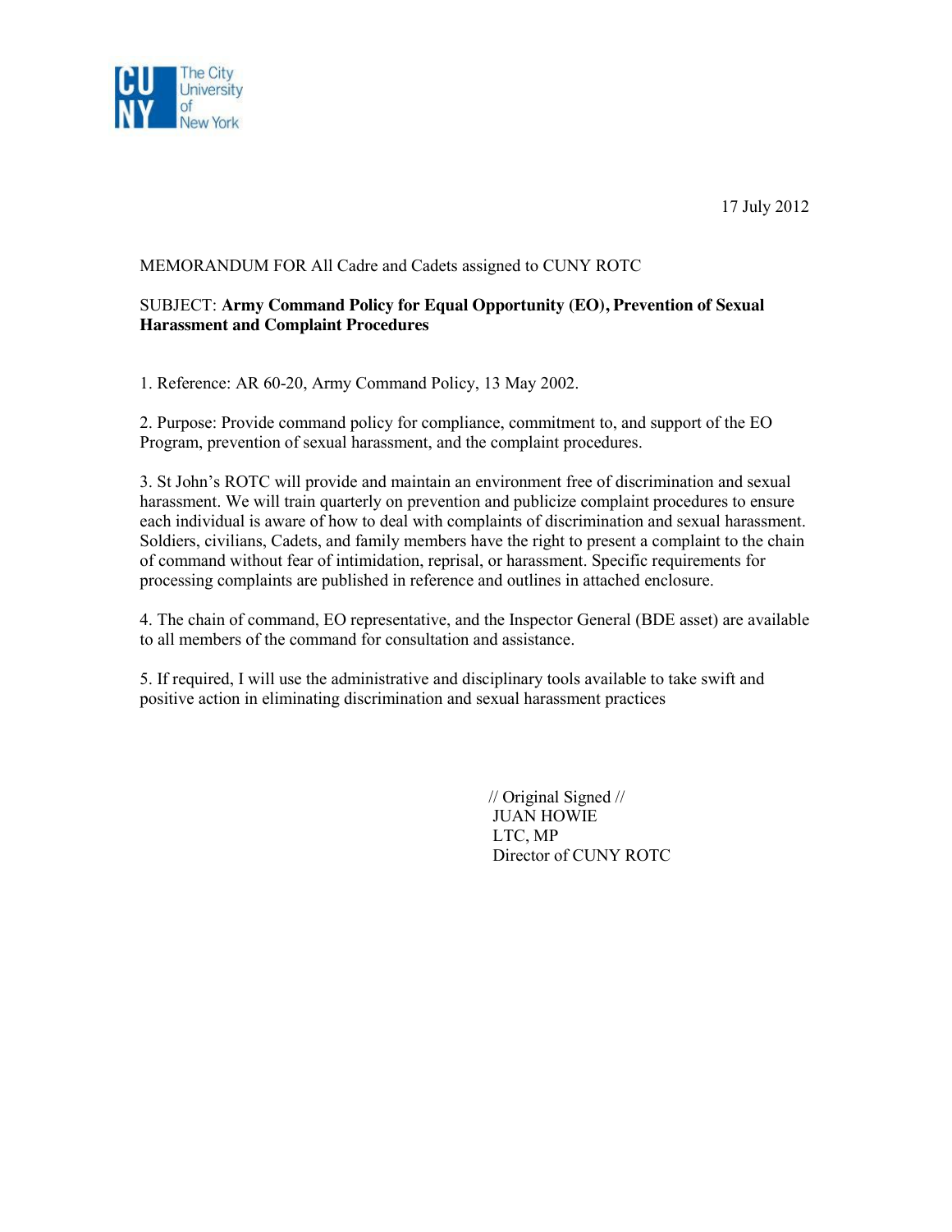The City University of New York

17 July 2012

MEMORANDUM FOR All Cadre and Cadets assigned to CUNY ROTC

SUBJECT: **Army Command Policy for Equal Opportunity (EO), Prevention of Sexual Harassment and Complaint Procedures**

1. Reference: AR 60-20, Army Command Policy, 13 May 2002.

2. Purpose: Provide command policy for compliance, commitment to, and support of the EO Program, prevention of sexual harassment, and the complaint procedures.

3. St John's ROTC will provide and maintain an environment free of discrimination and sexual harassment. We will train quarterly on prevention and publicize complaint procedures to ensure each individual is aware of how to deal with complaints of discrimination and sexual harassment. Soldiers, civilians, Cadets, and family members have the right to present a complaint to the chain of command without fear of intimidation, reprisal, or harassment. Specific requirements for processing complaints are published in reference and outlines in attached enclosure.

4. The chain of command, EO representative, and the Inspector General (BDE asset) are available to all members of the command for consultation and assistance.

5. If required, I will use the administrative and disciplinary tools available to take swift and positive action in eliminating discrimination and sexual harassment practices

// Original Signed //
JUAN HOWIE
LTC, MP
Director of CUNY ROTC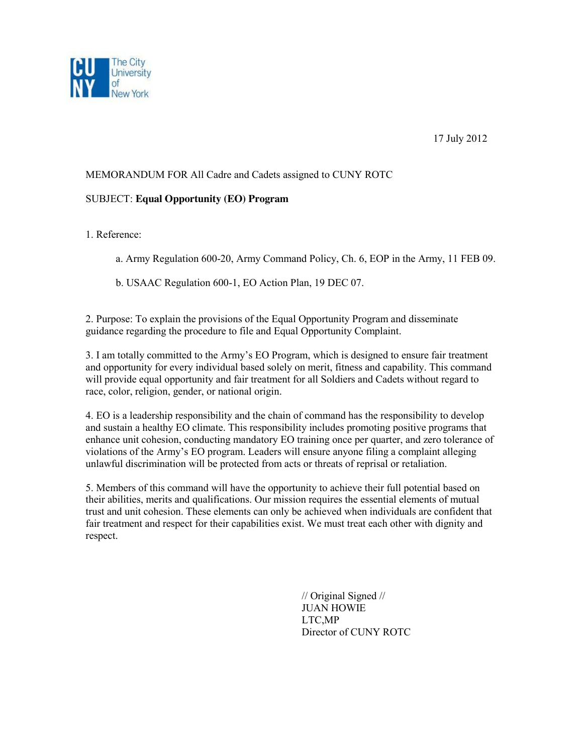The City University of New York

17 July 2012

MEMORANDUM FOR All Cadre and Cadets assigned to CUNY ROTC

SUBJECT: **Equal Opportunity (EO) Program**

1. Reference:

   a. Army Regulation 600-20, Army Command Policy, Ch. 6, EOP in the Army, 11 FEB 09.

   b. USAAC Regulation 600-1, EO Action Plan, 19 DEC 07.

2. Purpose: To explain the provisions of the Equal Opportunity Program and disseminate guidance regarding the procedure to file and Equal Opportunity Complaint.

3. I am totally committed to the Army's EO Program, which is designed to ensure fair treatment and opportunity for every individual based solely on merit, fitness and capability. This command will provide equal opportunity and fair treatment for all Soldiers and Cadets without regard to race, color, religion, gender, or national origin.

4. EO is a leadership responsibility and the chain of command has the responsibility to develop and sustain a healthy EO climate. This responsibility includes promoting positive programs that enhance unit cohesion, conducting mandatory EO training once per quarter, and zero tolerance of violations of the Army's EO program. Leaders will ensure anyone filing a complaint alleging unlawful discrimination will be protected from acts or threats of reprisal or retaliation.

5. Members of this command will have the opportunity to achieve their full potential based on their abilities, merits and qualifications. Our mission requires the essential elements of mutual trust and unit cohesion. These elements can only be achieved when individuals are confident that fair treatment and respect for their capabilities exist. We must treat each other with dignity and respect.

// Original Signed //
JUAN HOWIE
LTC,MP
Director of CUNY ROTC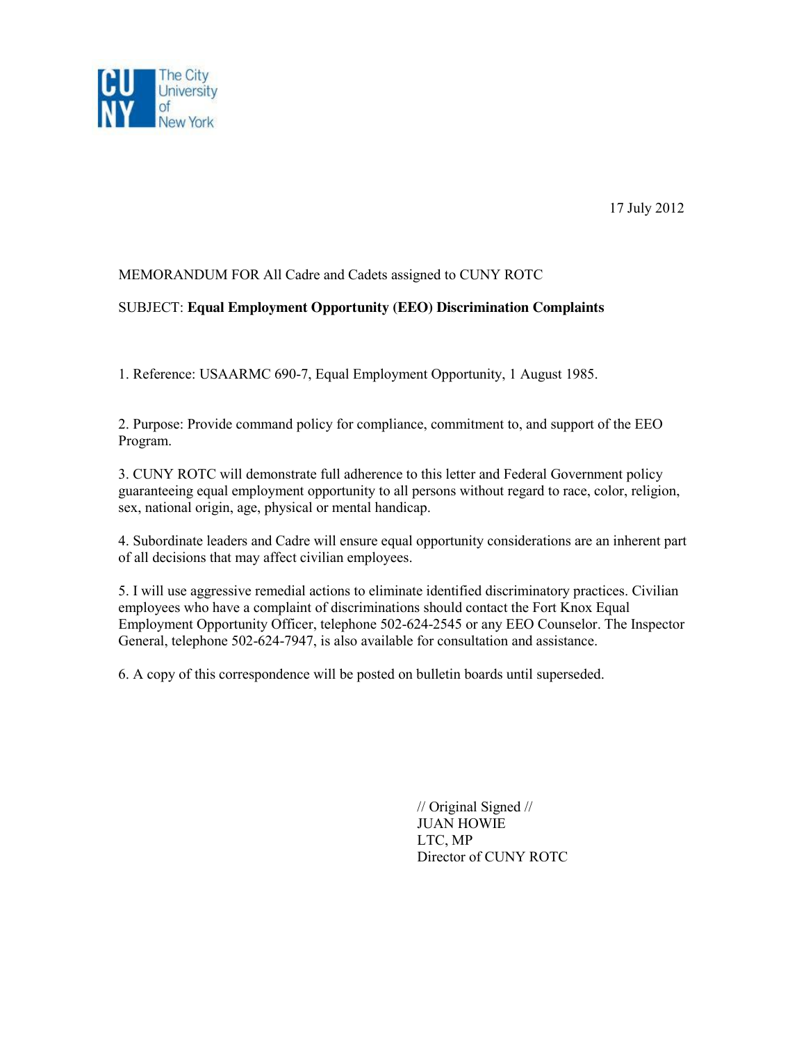The City University of New York

17 July 2012

MEMORANDUM FOR All Cadre and Cadets assigned to CUNY ROTC

SUBJECT: **Equal Employment Opportunity (EEO) Discrimination Complaints**

1. Reference: USAARMC 690-7, Equal Employment Opportunity, 1 August 1985.

2. Purpose: Provide command policy for compliance, commitment to, and support of the EEO Program.

3. CUNY ROTC will demonstrate full adherence to this letter and Federal Government policy guaranteeing equal employment opportunity to all persons without regard to race, color, religion, sex, national origin, age, physical or mental handicap.

4. Subordinate leaders and Cadre will ensure equal opportunity considerations are an inherent part of all decisions that may affect civilian employees.

5. I will use aggressive remedial actions to eliminate identified discriminatory practices. Civilian employees who have a complaint of discriminations should contact the Fort Knox Equal Employment Opportunity Officer, telephone 502-624-2545 or any EEO Counselor. The Inspector General, telephone 502-624-7947, is also available for consultation and assistance.

6. A copy of this correspondence will be posted on bulletin boards until superseded.

// Original Signed //
JUAN HOWIE
LTC, MP
Director of CUNY ROTC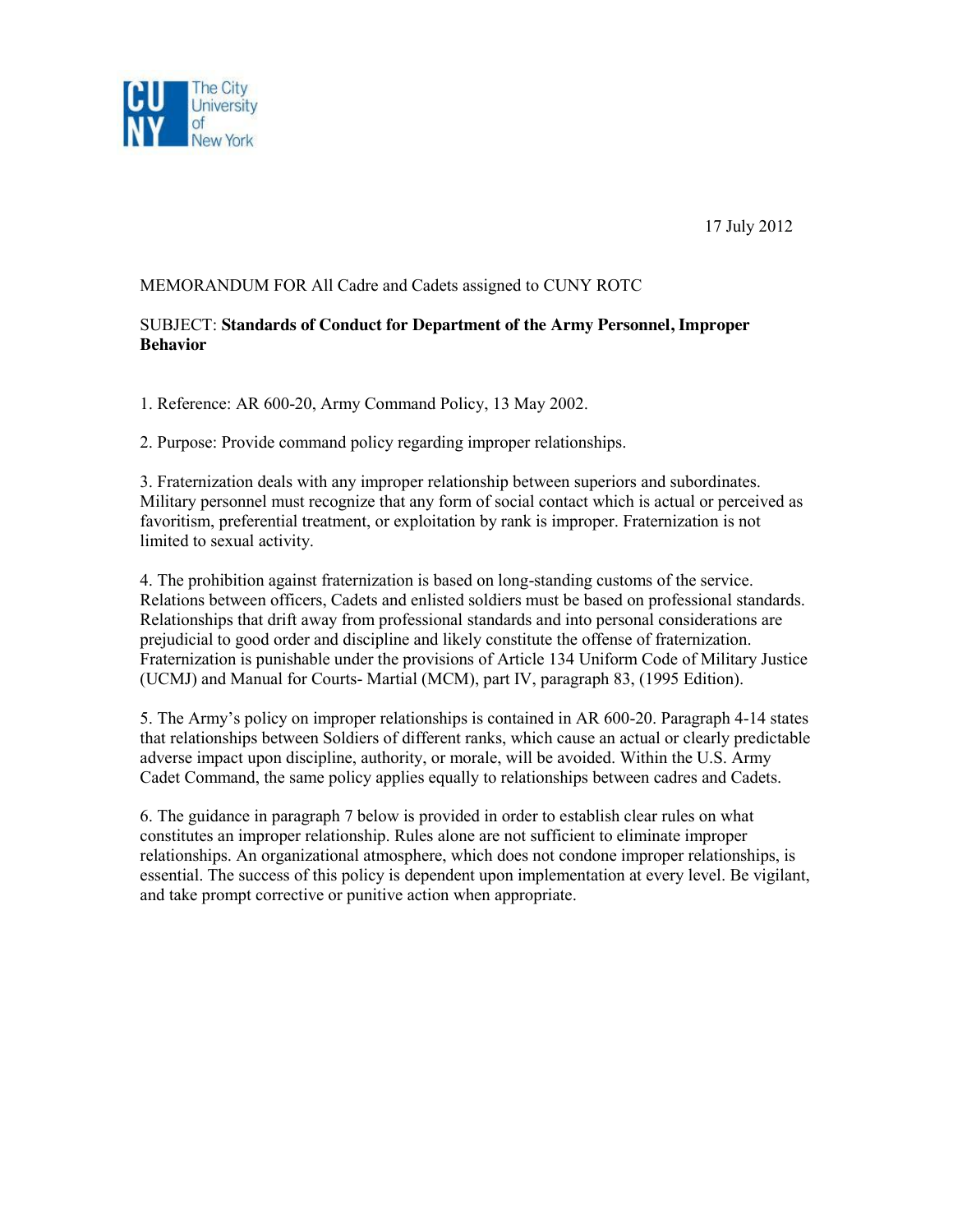The City University of New York

17 July 2012

MEMORANDUM FOR All Cadre and Cadets assigned to CUNY ROTC

SUBJECT: **Standards of Conduct for Department of the Army Personnel, Improper Behavior**

1. Reference: AR 600-20, Army Command Policy, 13 May 2002.

2. Purpose: Provide command policy regarding improper relationships.

3. Fraternization deals with any improper relationship between superiors and subordinates. Military personnel must recognize that any form of social contact which is actual or perceived as favoritism, preferential treatment, or exploitation by rank is improper. Fraternization is not limited to sexual activity.

4. The prohibition against fraternization is based on long-standing customs of the service. Relations between officers, Cadets and enlisted soldiers must be based on professional standards. Relationships that drift away from professional standards and into personal considerations are prejudicial to good order and discipline and likely constitute the offense of fraternization. Fraternization is punishable under the provisions of Article 134 Uniform Code of Military Justice (UCMJ) and Manual for Courts- Martial (MCM), part IV, paragraph 83, (1995 Edition).

5. The Army's policy on improper relationships is contained in AR 600-20. Paragraph 4-14 states that relationships between Soldiers of different ranks, which cause an actual or clearly predictable adverse impact upon discipline, authority, or morale, will be avoided. Within the U.S. Army Cadet Command, the same policy applies equally to relationships between cadres and Cadets.

6. The guidance in paragraph 7 below is provided in order to establish clear rules on what constitutes an improper relationship. Rules alone are not sufficient to eliminate improper relationships. An organizational atmosphere, which does not condone improper relationships, is essential. The success of this policy is dependent upon implementation at every level. Be vigilant, and take prompt corrective or punitive action when appropriate.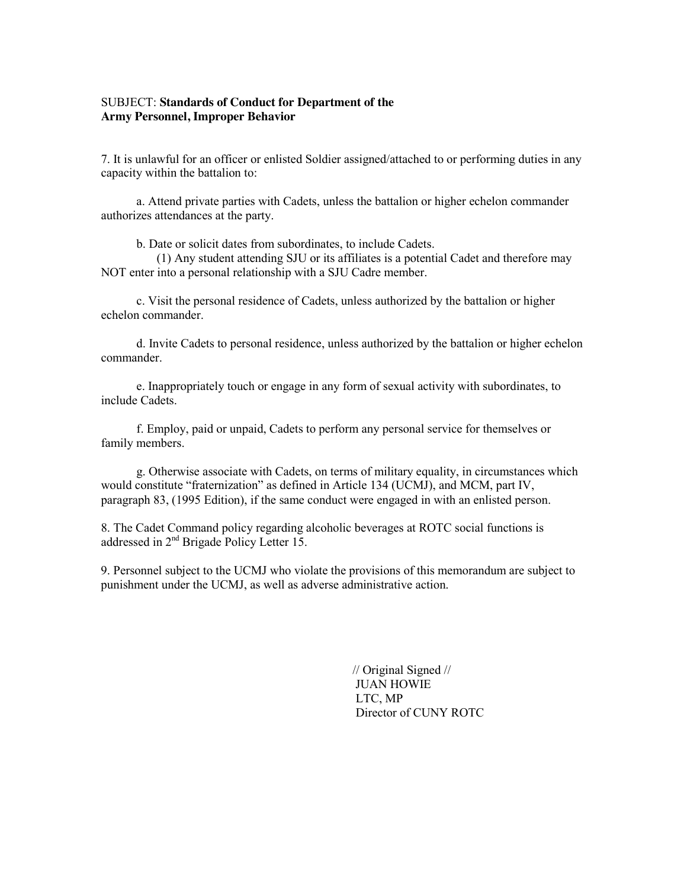SUBJECT: **Standards of Conduct for Department of the Army Personnel, Improper Behavior**

7. It is unlawful for an officer or enlisted Soldier assigned/attached to or performing duties in any capacity within the battalion to:

a. Attend private parties with Cadets, unless the battalion or higher echelon commander authorizes attendances at the party.

b. Date or solicit dates from subordinates, to include Cadets.

(1) Any student attending SJU or its affiliates is a potential Cadet and therefore may NOT enter into a personal relationship with a SJU Cadre member.

c. Visit the personal residence of Cadets, unless authorized by the battalion or higher echelon commander.

d. Invite Cadets to personal residence, unless authorized by the battalion or higher echelon commander.

e. Inappropriately touch or engage in any form of sexual activity with subordinates, to include Cadets.

f. Employ, paid or unpaid, Cadets to perform any personal service for themselves or family members.

g. Otherwise associate with Cadets, on terms of military equality, in circumstances which would constitute "fraternization" as defined in Article 134 (UCMJ), and MCM, part IV, paragraph 83, (1995 Edition), if the same conduct were engaged in with an enlisted person.

8. The Cadet Command policy regarding alcoholic beverages at ROTC social functions is addressed in 2nd Brigade Policy Letter 15.

9. Personnel subject to the UCMJ who violate the provisions of this memorandum are subject to punishment under the UCMJ, as well as adverse administrative action.

// Original Signed //
JUAN HOWIE
LTC, MP
Director of CUNY ROTC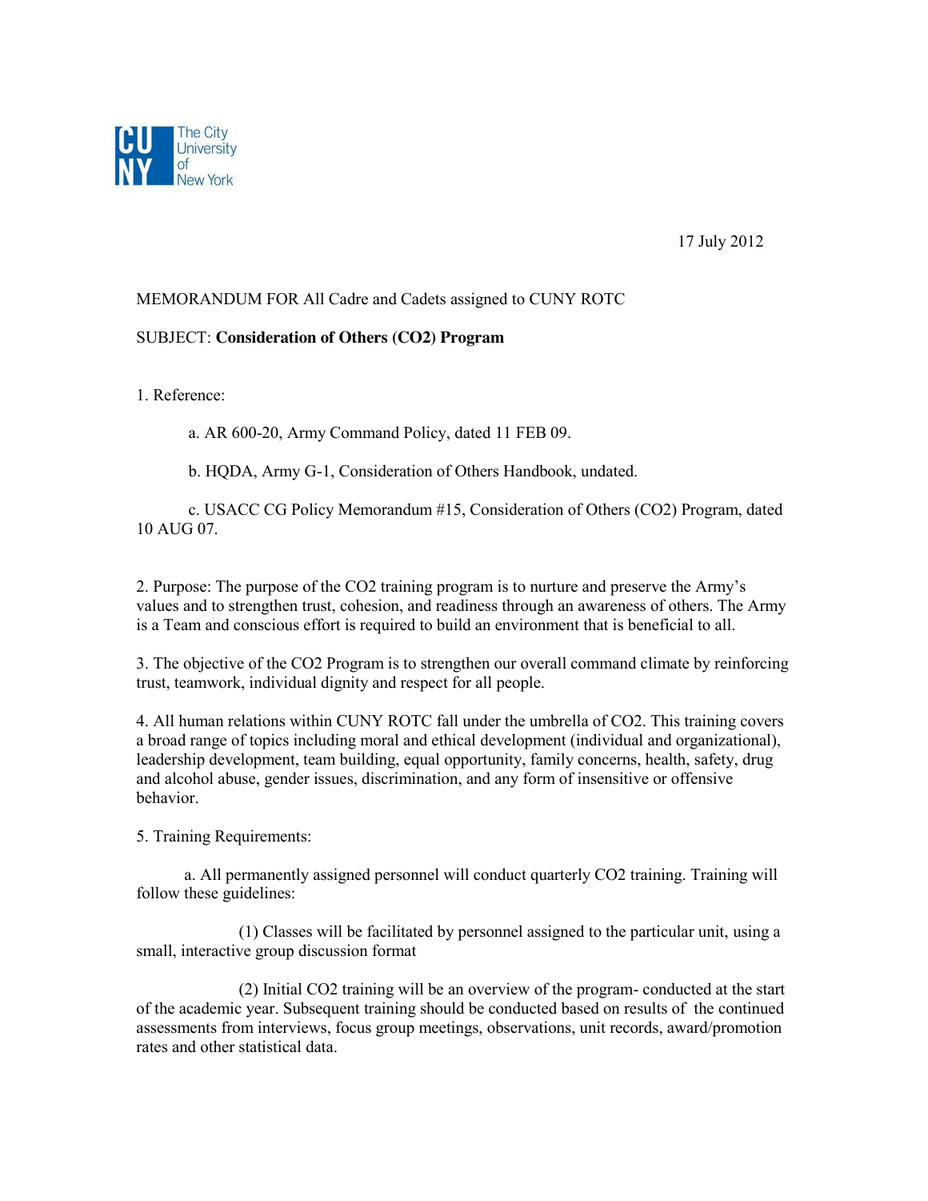The City University of New York

17 July 2012

MEMORANDUM FOR All Cadre and Cadets assigned to CUNY ROTC

SUBJECT: **Consideration of Others (CO2) Program**

1. Reference:

    a. AR 600-20, Army Command Policy, dated 11 FEB 09.

    b. HQDA, Army G-1, Consideration of Others Handbook, undated.

    c. USACC CG Policy Memorandum #15, Consideration of Others (CO2) Program, dated 10 AUG 07.

2. Purpose: The purpose of the CO2 training program is to nurture and preserve the Army's values and to strengthen trust, cohesion, and readiness through an awareness of others. The Army is a Team and conscious effort is required to build an environment that is beneficial to all.

3. The objective of the CO2 Program is to strengthen our overall command climate by reinforcing trust, teamwork, individual dignity and respect for all people.

4. All human relations within CUNY ROTC fall under the umbrella of CO2. This training covers a broad range of topics including moral and ethical development (individual and organizational), leadership development, team building, equal opportunity, family concerns, health, safety, drug and alcohol abuse, gender issues, discrimination, and any form of insensitive or offensive behavior.

5. Training Requirements:

    a. All permanently assigned personnel will conduct quarterly CO2 training. Training will follow these guidelines:

        (1) Classes will be facilitated by personnel assigned to the particular unit, using a small, interactive group discussion format

        (2) Initial CO2 training will be an overview of the program- conducted at the start of the academic year. Subsequent training should be conducted based on results of the continued assessments from interviews, focus group meetings, observations, unit records, award/promotion rates and other statistical data.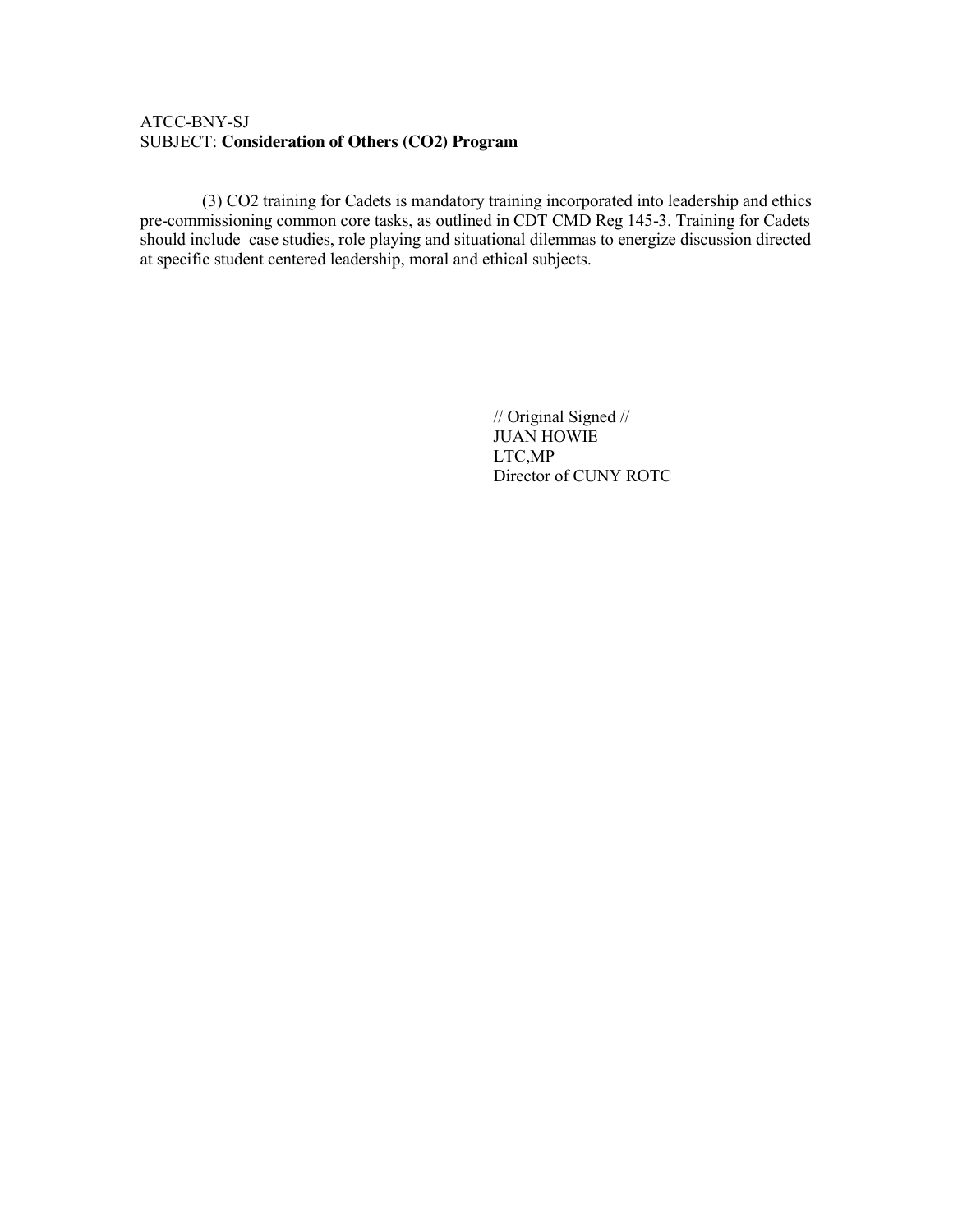ATCC-BNY-SJ
SUBJECT: **Consideration of Others (CO2) Program**

(3) CO2 training for Cadets is mandatory training incorporated into leadership and ethics pre-commissioning common core tasks, as outlined in CDT CMD Reg 145-3. Training for Cadets should include case studies, role playing and situational dilemmas to energize discussion directed at specific student centered leadership, moral and ethical subjects.

// Original Signed //
JUAN HOWIE
LTC,MP
Director of CUNY ROTC